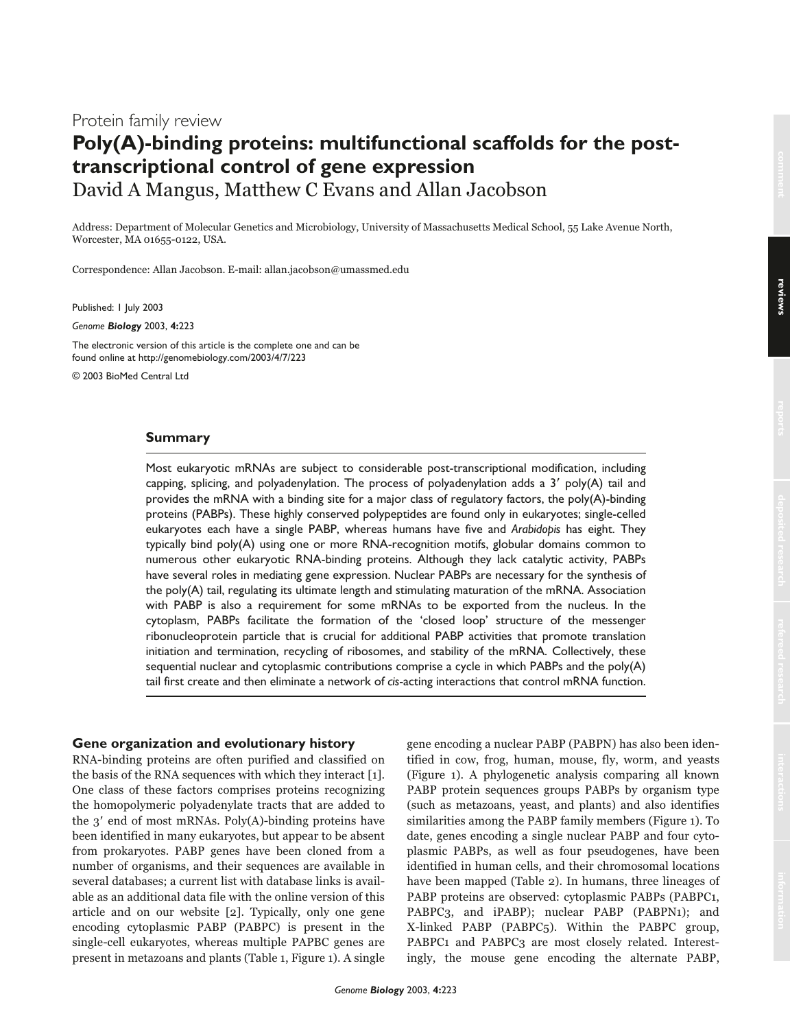Protein family review

# Poly(A)-binding proteins: multifunctional scaffolds for the post-transcriptional control of gene expression

David A Mangus, Matthew C Evans and Allan Jacobson

Address: Department of Molecular Genetics and Microbiology, University of Massachusetts Medical School, 55 Lake Avenue North, Worcester, MA 01655-0122, USA.

Correspondence: Allan Jacobson. E-mail: allan.jacobson@umassmed.edu

Published: 1 July 2003

*Genome **Biology*** 2003, **4:**223

The electronic version of this article is the complete one and can be found online at http://genomebiology.com/2003/4/7/223

© 2003 BioMed Central Ltd

## Summary

Most eukaryotic mRNAs are subject to considerable post-transcriptional modification, including capping, splicing, and polyadenylation. The process of polyadenylation adds a 3′ poly(A) tail and provides the mRNA with a binding site for a major class of regulatory factors, the poly(A)-binding proteins (PABPs). These highly conserved polypeptides are found only in eukaryotes; single-celled eukaryotes each have a single PABP, whereas humans have five and *Arabidopis* has eight. They typically bind poly(A) using one or more RNA-recognition motifs, globular domains common to numerous other eukaryotic RNA-binding proteins. Although they lack catalytic activity, PABPs have several roles in mediating gene expression. Nuclear PABPs are necessary for the synthesis of the poly(A) tail, regulating its ultimate length and stimulating maturation of the mRNA. Association with PABP is also a requirement for some mRNAs to be exported from the nucleus. In the cytoplasm, PABPs facilitate the formation of the 'closed loop' structure of the messenger ribonucleoprotein particle that is crucial for additional PABP activities that promote translation initiation and termination, recycling of ribosomes, and stability of the mRNA. Collectively, these sequential nuclear and cytoplasmic contributions comprise a cycle in which PABPs and the poly(A) tail first create and then eliminate a network of *cis*-acting interactions that control mRNA function.

## Gene organization and evolutionary history

RNA-binding proteins are often purified and classified on the basis of the RNA sequences with which they interact [1]. One class of these factors comprises proteins recognizing the homopolymeric polyadenylate tracts that are added to the 3′ end of most mRNAs. Poly(A)-binding proteins have been identified in many eukaryotes, but appear to be absent from prokaryotes. PABP genes have been cloned from a number of organisms, and their sequences are available in several databases; a current list with database links is available as an additional data file with the online version of this article and on our website [2]. Typically, only one gene encoding cytoplasmic PABP (PABPC) is present in the single-cell eukaryotes, whereas multiple PAPBC genes are present in metazoans and plants (Table 1, Figure 1). A single gene encoding a nuclear PABP (PABPN) has also been identified in cow, frog, human, mouse, fly, worm, and yeasts (Figure 1). A phylogenetic analysis comparing all known PABP protein sequences groups PABPs by organism type (such as metazoans, yeast, and plants) and also identifies similarities among the PABP family members (Figure 1). To date, genes encoding a single nuclear PABP and four cytoplasmic PABPs, as well as four pseudogenes, have been identified in human cells, and their chromosomal locations have been mapped (Table 2). In humans, three lineages of PABP proteins are observed: cytoplasmic PABPs (PABPC1, PABPC3, and iPABP); nuclear PABP (PABPN1); and X-linked PABP (PABPC5). Within the PABPC group, PABPC1 and PABPC3 are most closely related. Interestingly, the mouse gene encoding the alternate PABP,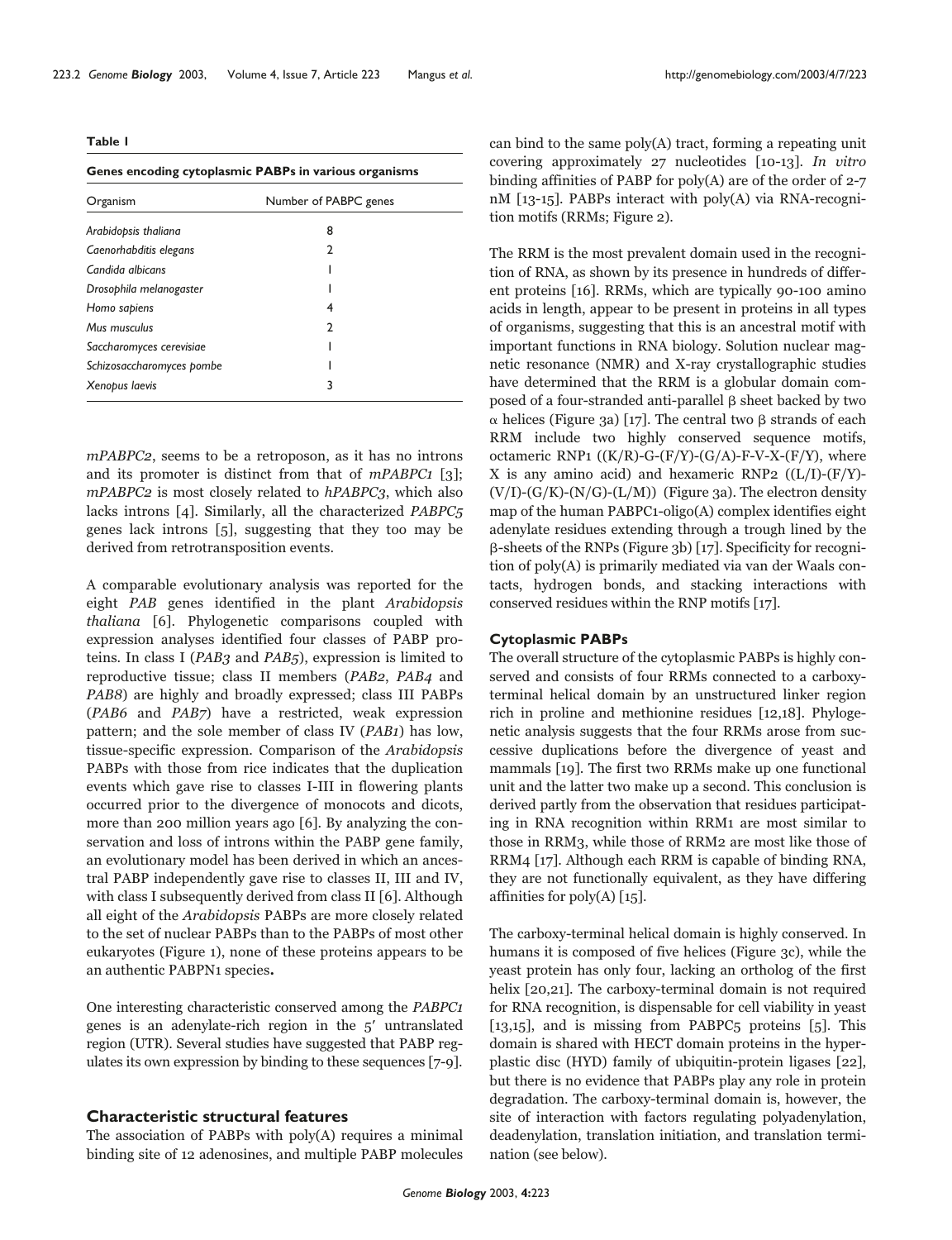**Table 1**

**Genes encoding cytoplasmic PABPs in various organisms**

| Organism | Number of PABPC genes |
|---|---|
| *Arabidopsis thaliana* | 8 |
| *Caenorhabditis elegans* | 2 |
| *Candida albicans* | 1 |
| *Drosophila melanogaster* | 1 |
| *Homo sapiens* | 4 |
| *Mus musculus* | 2 |
| *Saccharomyces cerevisiae* | 1 |
| *Schizosaccharomyces pombe* | 1 |
| *Xenopus laevis* | 3 |

*mPABPC2*, seems to be a retroposon, as it has no introns and its promoter is distinct from that of *mPABPC1* [3]; *mPABPC2* is most closely related to *hPABPC3*, which also lacks introns [4]. Similarly, all the characterized *PABPC5* genes lack introns [5], suggesting that they too may be derived from retrotransposition events.

A comparable evolutionary analysis was reported for the eight *PAB* genes identified in the plant *Arabidopsis thaliana* [6]. Phylogenetic comparisons coupled with expression analyses identified four classes of PABP proteins. In class I (*PAB3* and *PAB5*), expression is limited to reproductive tissue; class II members (*PAB2*, *PAB4* and *PAB8*) are highly and broadly expressed; class III PABPs (*PAB6* and *PAB7*) have a restricted, weak expression pattern; and the sole member of class IV (*PAB1*) has low, tissue-specific expression. Comparison of the *Arabidopsis* PABPs with those from rice indicates that the duplication events which gave rise to classes I-III in flowering plants occurred prior to the divergence of monocots and dicots, more than 200 million years ago [6]. By analyzing the conservation and loss of introns within the PABP gene family, an evolutionary model has been derived in which an ancestral PABP independently gave rise to classes II, III and IV, with class I subsequently derived from class II [6]. Although all eight of the *Arabidopsis* PABPs are more closely related to the set of nuclear PABPs than to the PABPs of most other eukaryotes (Figure 1), none of these proteins appears to be an authentic PABPN1 species**.**

One interesting characteristic conserved among the *PABPC1* genes is an adenylate-rich region in the 5′ untranslated region (UTR). Several studies have suggested that PABP regulates its own expression by binding to these sequences [7-9].

## Characteristic structural features

The association of PABPs with poly(A) requires a minimal binding site of 12 adenosines, and multiple PABP molecules can bind to the same poly(A) tract, forming a repeating unit covering approximately 27 nucleotides [10-13]. *In vitro* binding affinities of PABP for poly(A) are of the order of 2-7 nM [13-15]. PABPs interact with poly(A) via RNA-recognition motifs (RRMs; Figure 2).

The RRM is the most prevalent domain used in the recognition of RNA, as shown by its presence in hundreds of different proteins [16]. RRMs, which are typically 90-100 amino acids in length, appear to be present in proteins in all types of organisms, suggesting that this is an ancestral motif with important functions in RNA biology. Solution nuclear magnetic resonance (NMR) and X-ray crystallographic studies have determined that the RRM is a globular domain composed of a four-stranded anti-parallel $\beta$ sheet backed by two $\alpha$ helices (Figure 3a) [17]. The central two $\beta$ strands of each RRM include two highly conserved sequence motifs, octameric RNP1 ((K/R)-G-(F/Y)-(G/A)-F-V-X-(F/Y), where X is any amino acid) and hexameric RNP2 ((L/I)-(F/Y)-(V/I)-(G/K)-(N/G)-(L/M)) (Figure 3a). The electron density map of the human PABPC1-oligo(A) complex identifies eight adenylate residues extending through a trough lined by the $\beta$-sheets of the RNPs (Figure 3b) [17]. Specificity for recognition of poly(A) is primarily mediated via van der Waals contacts, hydrogen bonds, and stacking interactions with conserved residues within the RNP motifs [17].

### Cytoplasmic PABPs

The overall structure of the cytoplasmic PABPs is highly conserved and consists of four RRMs connected to a carboxy-terminal helical domain by an unstructured linker region rich in proline and methionine residues [12,18]. Phylogenetic analysis suggests that the four RRMs arose from successive duplications before the divergence of yeast and mammals [19]. The first two RRMs make up one functional unit and the latter two make up a second. This conclusion is derived partly from the observation that residues participating in RNA recognition within RRM1 are most similar to those in RRM3, while those of RRM2 are most like those of RRM4 [17]. Although each RRM is capable of binding RNA, they are not functionally equivalent, as they have differing affinities for poly(A) [15].

The carboxy-terminal helical domain is highly conserved. In humans it is composed of five helices (Figure 3c), while the yeast protein has only four, lacking an ortholog of the first helix [20,21]. The carboxy-terminal domain is not required for RNA recognition, is dispensable for cell viability in yeast [13,15], and is missing from PABPC5 proteins [5]. This domain is shared with HECT domain proteins in the hyperplastic disc (HYD) family of ubiquitin-protein ligases [22], but there is no evidence that PABPs play any role in protein degradation. The carboxy-terminal domain is, however, the site of interaction with factors regulating polyadenylation, deadenylation, translation initiation, and translation termination (see below).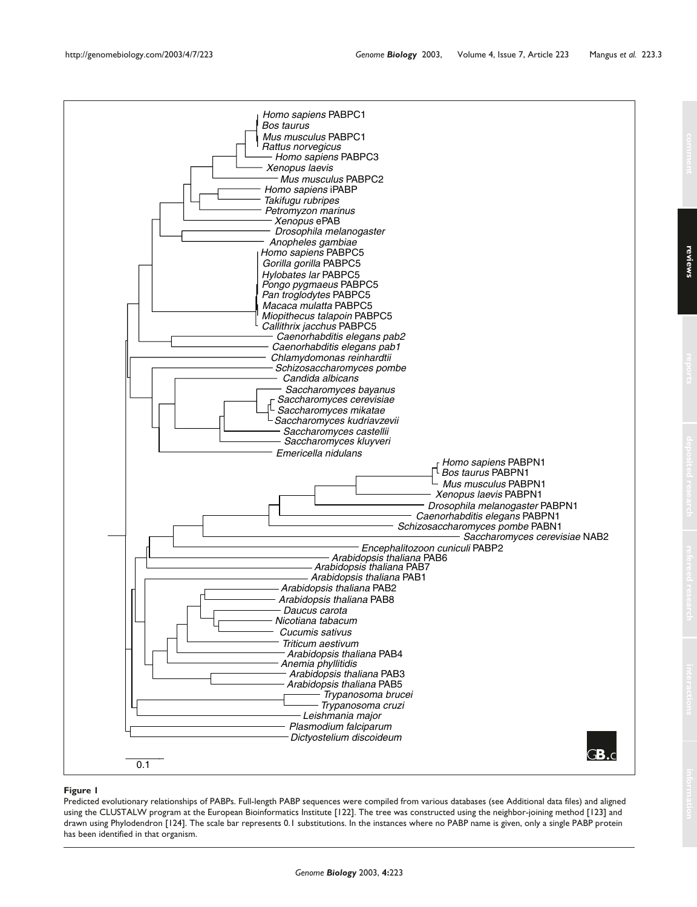**Figure 1**

Predicted evolutionary relationships of PABPs. Full-length PABP sequences were compiled from various databases (see Additional data files) and aligned using the CLUSTALW program at the European Bioinformatics Institute [122]. The tree was constructed using the neighbor-joining method [123] and drawn using Phylodendron [124]. The scale bar represents 0.1 substitutions. In the instances where no PABP name is given, only a single PABP protein has been identified in that organism.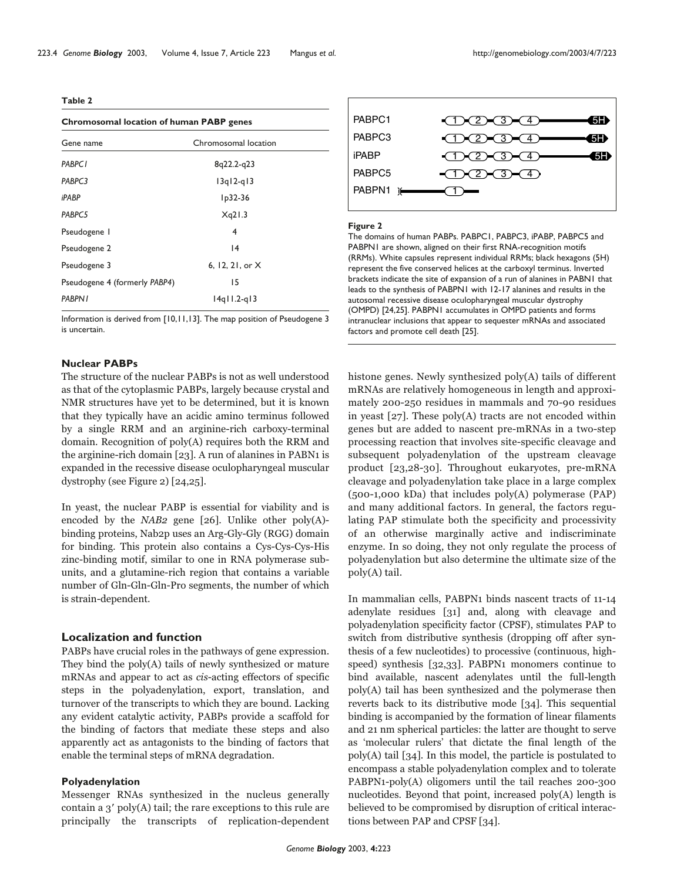**Table 2**

**Chromosomal location of human PABP genes**

| Gene name | Chromosomal location |
|---|---|
| *PABPC1* | 8q22.2-q23 |
| *PABPC3* | 13q12-q13 |
| *iPABP* | 1p32-36 |
| *PABPC5* | Xq21.3 |
| Pseudogene 1 | 4 |
| Pseudogene 2 | 14 |
| Pseudogene 3 | 6, 12, 21, or X |
| Pseudogene 4 (formerly *PABP4*) | 15 |
| *PABPN1* | 14q11.2-q13 |

Information is derived from [10,11,13]. The map position of Pseudogene 3 is uncertain.

**Figure 2**

The domains of human PABPs. PABPC1, PABPC3, iPABP, PABPC5 and PABPN1 are shown, aligned on their first RNA-recognition motifs (RRMs). White capsules represent individual RRMs; black hexagons (5H) represent the five conserved helices at the carboxyl terminus. Inverted brackets indicate the site of expansion of a run of alanines in PABN1 that leads to the synthesis of PABPN1 with 12-17 alanines and results in the autosomal recessive disease oculopharyngeal muscular dystrophy (OMPD) [24,25]. PABPN1 accumulates in OMPD patients and forms intranuclear inclusions that appear to sequester mRNAs and associated factors and promote cell death [25].

### Nuclear PABPs

The structure of the nuclear PABPs is not as well understood as that of the cytoplasmic PABPs, largely because crystal and NMR structures have yet to be determined, but it is known that they typically have an acidic amino terminus followed by a single RRM and an arginine-rich carboxy-terminal domain. Recognition of poly(A) requires both the RRM and the arginine-rich domain [23]. A run of alanines in PABN1 is expanded in the recessive disease oculopharyngeal muscular dystrophy (see Figure 2) [24,25].

In yeast, the nuclear PABP is essential for viability and is encoded by the *NAB2* gene [26]. Unlike other poly(A)-binding proteins, Nab2p uses an Arg-Gly-Gly (RGG) domain for binding. This protein also contains a Cys-Cys-Cys-His zinc-binding motif, similar to one in RNA polymerase subunits, and a glutamine-rich region that contains a variable number of Gln-Gln-Gln-Pro segments, the number of which is strain-dependent.

## Localization and function

PABPs have crucial roles in the pathways of gene expression. They bind the poly(A) tails of newly synthesized or mature mRNAs and appear to act as *cis*-acting effectors of specific steps in the polyadenylation, export, translation, and turnover of the transcripts to which they are bound. Lacking any evident catalytic activity, PABPs provide a scaffold for the binding of factors that mediate these steps and also apparently act as antagonists to the binding of factors that enable the terminal steps of mRNA degradation.

### Polyadenylation

Messenger RNAs synthesized in the nucleus generally contain a 3′ poly(A) tail; the rare exceptions to this rule are principally the transcripts of replication-dependent histone genes. Newly synthesized poly(A) tails of different mRNAs are relatively homogeneous in length and approximately 200-250 residues in mammals and 70-90 residues in yeast [27]. These poly(A) tracts are not encoded within genes but are added to nascent pre-mRNAs in a two-step processing reaction that involves site-specific cleavage and subsequent polyadenylation of the upstream cleavage product [23,28-30]. Throughout eukaryotes, pre-mRNA cleavage and polyadenylation take place in a large complex (500-1,000 kDa) that includes poly(A) polymerase (PAP) and many additional factors. In general, the factors regulating PAP stimulate both the specificity and processivity of an otherwise marginally active and indiscriminate enzyme. In so doing, they not only regulate the process of polyadenylation but also determine the ultimate size of the poly(A) tail.

In mammalian cells, PABPN1 binds nascent tracts of 11-14 adenylate residues [31] and, along with cleavage and polyadenylation specificity factor (CPSF), stimulates PAP to switch from distributive synthesis (dropping off after synthesis of a few nucleotides) to processive (continuous, high-speed) synthesis [32,33]. PABPN1 monomers continue to bind available, nascent adenylates until the full-length poly(A) tail has been synthesized and the polymerase then reverts back to its distributive mode [34]. This sequential binding is accompanied by the formation of linear filaments and 21 nm spherical particles: the latter are thought to serve as 'molecular rulers' that dictate the final length of the poly(A) tail [34]. In this model, the particle is postulated to encompass a stable polyadenylation complex and to tolerate PABPN1-poly(A) oligomers until the tail reaches 200-300 nucleotides. Beyond that point, increased poly(A) length is believed to be compromised by disruption of critical interactions between PAP and CPSF [34].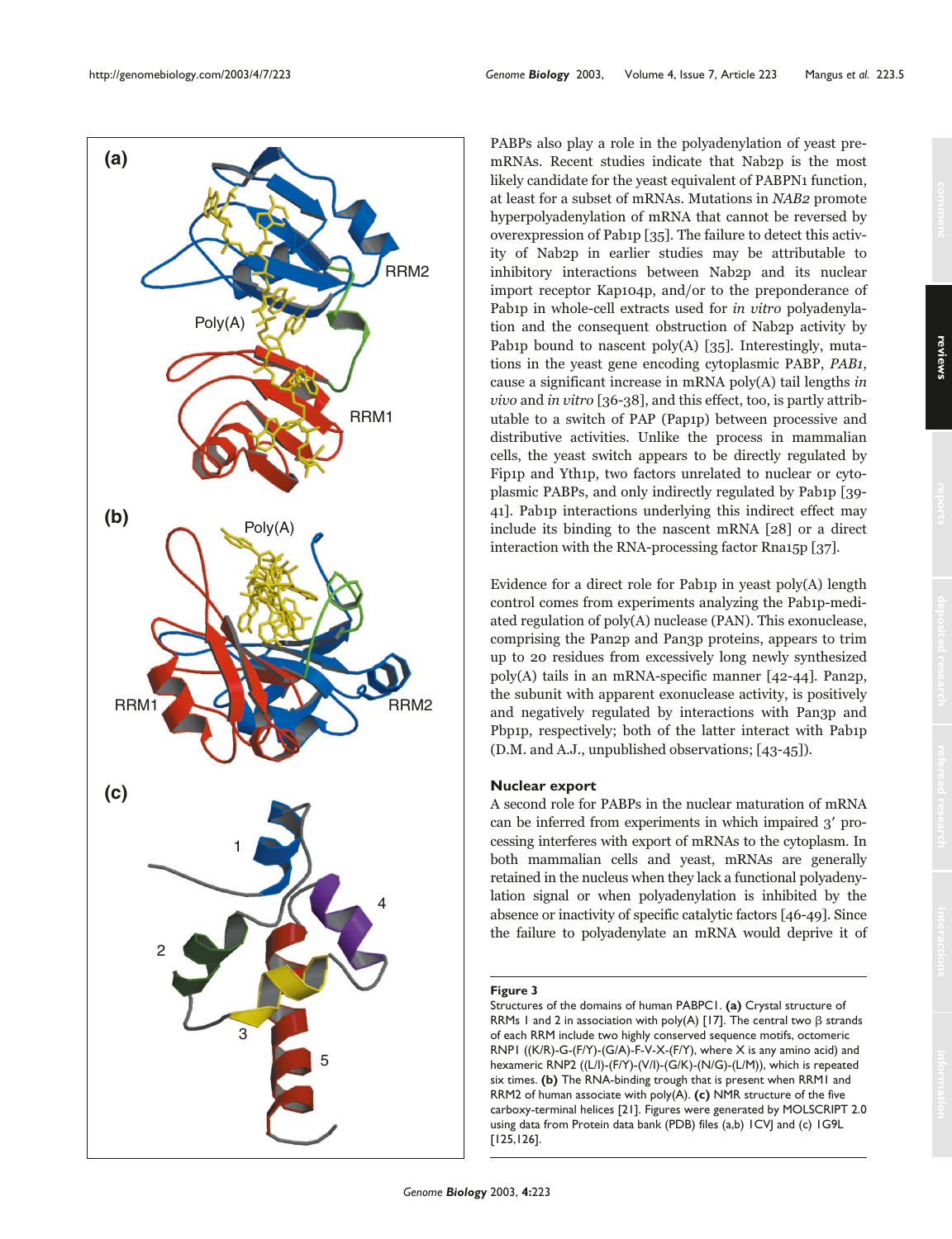PABPs also play a role in the polyadenylation of yeast pre-mRNAs. Recent studies indicate that Nab2p is the most likely candidate for the yeast equivalent of PABPN1 function, at least for a subset of mRNAs. Mutations in *NAB2* promote hyperpolyadenylation of mRNA that cannot be reversed by overexpression of Pab1p [35]. The failure to detect this activity of Nab2p in earlier studies may be attributable to inhibitory interactions between Nab2p and its nuclear import receptor Kap104p, and/or to the preponderance of Pab1p in whole-cell extracts used for *in vitro* polyadenylation and the consequent obstruction of Nab2p activity by Pab1p bound to nascent poly(A) [35]. Interestingly, mutations in the yeast gene encoding cytoplasmic PABP, *PAB1,* cause a significant increase in mRNA poly(A) tail lengths *in vivo* and *in vitro* [36-38], and this effect, too, is partly attributable to a switch of PAP (Pap1p) between processive and distributive activities. Unlike the process in mammalian cells, the yeast switch appears to be directly regulated by Fip1p and Yth1p, two factors unrelated to nuclear or cytoplasmic PABPs, and only indirectly regulated by Pab1p [39-41]. Pab1p interactions underlying this indirect effect may include its binding to the nascent mRNA [28] or a direct interaction with the RNA-processing factor Rna15p [37].

Evidence for a direct role for Pab1p in yeast poly(A) length control comes from experiments analyzing the Pab1p-mediated regulation of poly(A) nuclease (PAN). This exonuclease, comprising the Pan2p and Pan3p proteins, appears to trim up to 20 residues from excessively long newly synthesized poly(A) tails in an mRNA-specific manner [42-44]. Pan2p, the subunit with apparent exonuclease activity, is positively and negatively regulated by interactions with Pan3p and Pbp1p, respectively; both of the latter interact with Pab1p (D.M. and A.J., unpublished observations; [43-45]).

### Nuclear export

A second role for PABPs in the nuclear maturation of mRNA can be inferred from experiments in which impaired 3′ processing interferes with export of mRNAs to the cytoplasm. In both mammalian cells and yeast, mRNAs are generally retained in the nucleus when they lack a functional polyadenylation signal or when polyadenylation is inhibited by the absence or inactivity of specific catalytic factors [46-49]. Since the failure to polyadenylate an mRNA would deprive it of

**Figure 3**
Structures of the domains of human PABPC1. **(a)** Crystal structure of RRMs 1 and 2 in association with poly(A) [17]. The central two β strands of each RRM include two highly conserved sequence motifs, octomeric RNP1 ((K/R)-G-(F/Y)-(G/A)-F-V-X-(F/Y), where X is any amino acid) and hexameric RNP2 ((L/I)-(F/Y)-(V/I)-(G/K)-(N/G)-(L/M)), which is repeated six times. **(b)** The RNA-binding trough that is present when RRM1 and RRM2 of human associate with poly(A). **(c)** NMR structure of the five carboxy-terminal helices [21]. Figures were generated by MOLSCRIPT 2.0 using data from Protein data bank (PDB) files (a,b) 1CVJ and (c) 1G9L [125,126].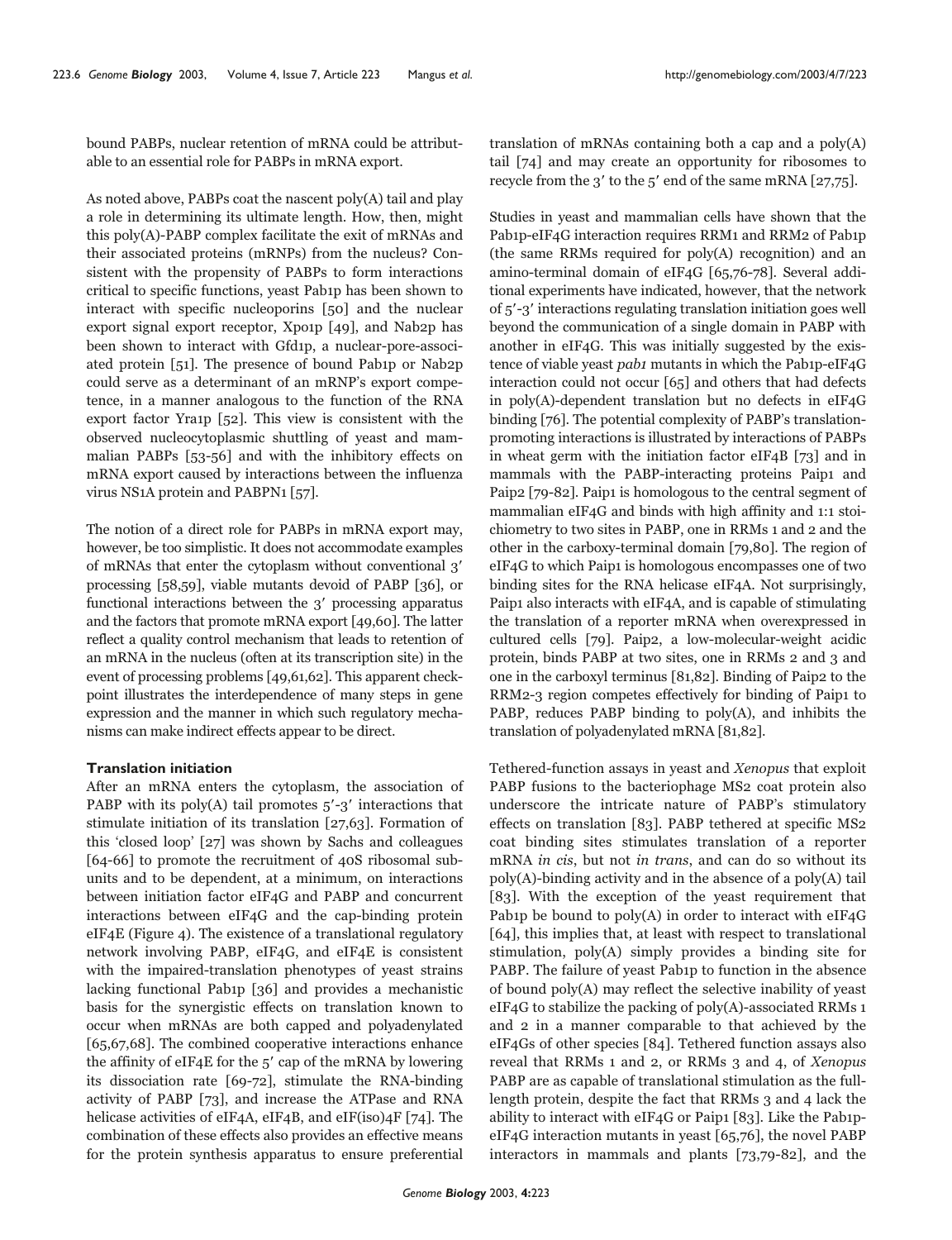bound PABPs, nuclear retention of mRNA could be attributable to an essential role for PABPs in mRNA export.

As noted above, PABPs coat the nascent poly(A) tail and play a role in determining its ultimate length. How, then, might this poly(A)-PABP complex facilitate the exit of mRNAs and their associated proteins (mRNPs) from the nucleus? Consistent with the propensity of PABPs to form interactions critical to specific functions, yeast Pab1p has been shown to interact with specific nucleoporins [50] and the nuclear export signal export receptor, Xpo1p [49], and Nab2p has been shown to interact with Gfd1p, a nuclear-pore-associated protein [51]. The presence of bound Pab1p or Nab2p could serve as a determinant of an mRNP's export competence, in a manner analogous to the function of the RNA export factor Yra1p [52]. This view is consistent with the observed nucleocytoplasmic shuttling of yeast and mammalian PABPs [53-56] and with the inhibitory effects on mRNA export caused by interactions between the influenza virus NS1A protein and PABPN1 [57].

The notion of a direct role for PABPs in mRNA export may, however, be too simplistic. It does not accommodate examples of mRNAs that enter the cytoplasm without conventional 3′ processing [58,59], viable mutants devoid of PABP [36], or functional interactions between the 3′ processing apparatus and the factors that promote mRNA export [49,60]. The latter reflect a quality control mechanism that leads to retention of an mRNA in the nucleus (often at its transcription site) in the event of processing problems [49,61,62]. This apparent checkpoint illustrates the interdependence of many steps in gene expression and the manner in which such regulatory mechanisms can make indirect effects appear to be direct.

### Translation initiation

After an mRNA enters the cytoplasm, the association of PABP with its poly(A) tail promotes 5′-3′ interactions that stimulate initiation of its translation [27,63]. Formation of this 'closed loop' [27] was shown by Sachs and colleagues [64-66] to promote the recruitment of 40S ribosomal subunits and to be dependent, at a minimum, on interactions between initiation factor eIF4G and PABP and concurrent interactions between eIF4G and the cap-binding protein eIF4E (Figure 4). The existence of a translational regulatory network involving PABP, eIF4G, and eIF4E is consistent with the impaired-translation phenotypes of yeast strains lacking functional Pab1p [36] and provides a mechanistic basis for the synergistic effects on translation known to occur when mRNAs are both capped and polyadenylated [65,67,68]. The combined cooperative interactions enhance the affinity of eIF4E for the 5′ cap of the mRNA by lowering its dissociation rate [69-72], stimulate the RNA-binding activity of PABP [73], and increase the ATPase and RNA helicase activities of eIF4A, eIF4B, and eIF(iso)4F [74]. The combination of these effects also provides an effective means for the protein synthesis apparatus to ensure preferential translation of mRNAs containing both a cap and a poly(A) tail [74] and may create an opportunity for ribosomes to recycle from the 3′ to the 5′ end of the same mRNA [27,75].

Studies in yeast and mammalian cells have shown that the Pab1p-eIF4G interaction requires RRM1 and RRM2 of Pab1p (the same RRMs required for poly(A) recognition) and an amino-terminal domain of eIF4G [65,76-78]. Several additional experiments have indicated, however, that the network of 5′-3′ interactions regulating translation initiation goes well beyond the communication of a single domain in PABP with another in eIF4G. This was initially suggested by the existence of viable yeast *pab1* mutants in which the Pab1p-eIF4G interaction could not occur [65] and others that had defects in poly(A)-dependent translation but no defects in eIF4G binding [76]. The potential complexity of PABP's translation-promoting interactions is illustrated by interactions of PABPs in wheat germ with the initiation factor eIF4B [73] and in mammals with the PABP-interacting proteins Paip1 and Paip2 [79-82]. Paip1 is homologous to the central segment of mammalian eIF4G and binds with high affinity and 1:1 stoichiometry to two sites in PABP, one in RRMs 1 and 2 and the other in the carboxy-terminal domain [79,80]. The region of eIF4G to which Paip1 is homologous encompasses one of two binding sites for the RNA helicase eIF4A. Not surprisingly, Paip1 also interacts with eIF4A, and is capable of stimulating the translation of a reporter mRNA when overexpressed in cultured cells [79]. Paip2, a low-molecular-weight acidic protein, binds PABP at two sites, one in RRMs 2 and 3 and one in the carboxyl terminus [81,82]. Binding of Paip2 to the RRM2-3 region competes effectively for binding of Paip1 to PABP, reduces PABP binding to poly(A), and inhibits the translation of polyadenylated mRNA [81,82].

Tethered-function assays in yeast and *Xenopus* that exploit PABP fusions to the bacteriophage MS2 coat protein also underscore the intricate nature of PABP's stimulatory effects on translation [83]. PABP tethered at specific MS2 coat binding sites stimulates translation of a reporter mRNA *in cis*, but not *in trans*, and can do so without its poly(A)-binding activity and in the absence of a poly(A) tail [83]. With the exception of the yeast requirement that Pab1p be bound to poly(A) in order to interact with eIF4G [64], this implies that, at least with respect to translational stimulation, poly(A) simply provides a binding site for PABP. The failure of yeast Pab1p to function in the absence of bound poly(A) may reflect the selective inability of yeast eIF4G to stabilize the packing of poly(A)-associated RRMs 1 and 2 in a manner comparable to that achieved by the eIF4Gs of other species [84]. Tethered function assays also reveal that RRMs 1 and 2, or RRMs 3 and 4, of *Xenopus* PABP are as capable of translational stimulation as the full-length protein, despite the fact that RRMs 3 and 4 lack the ability to interact with eIF4G or Paip1 [83]. Like the Pab1p-eIF4G interaction mutants in yeast [65,76], the novel PABP interactors in mammals and plants [73,79-82], and the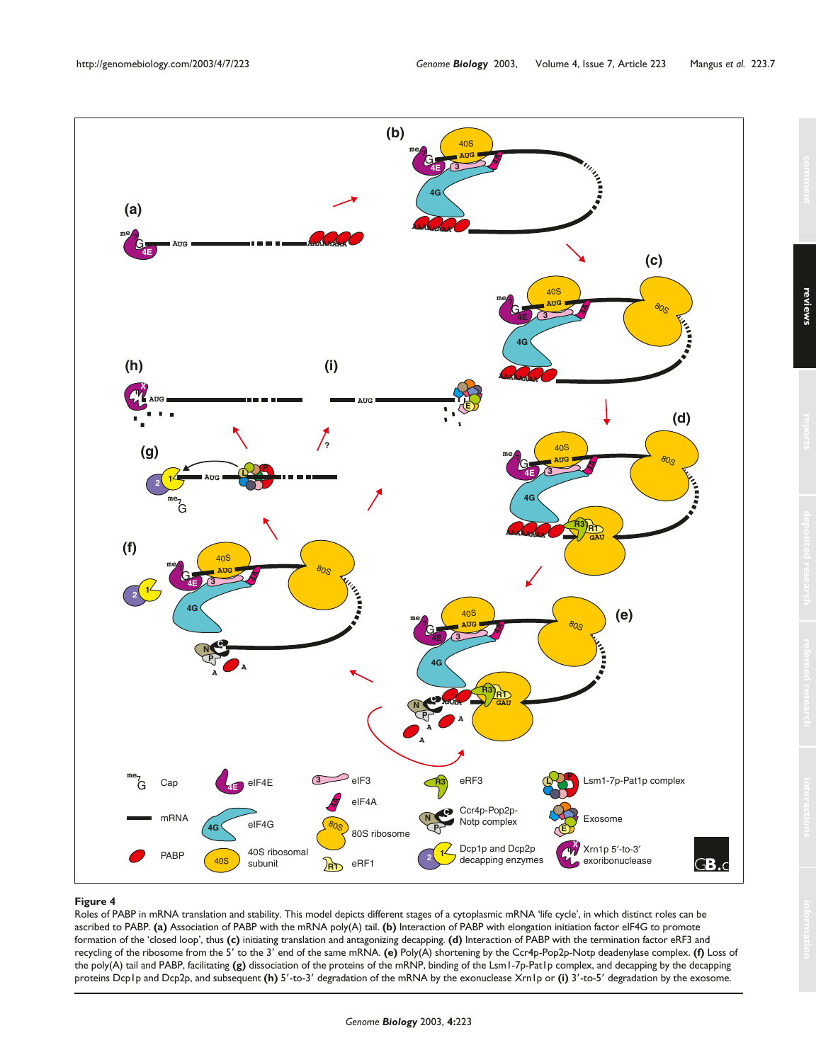**Figure 4**

Roles of PABP in mRNA translation and stability. This model depicts different stages of a cytoplasmic mRNA 'life cycle', in which distinct roles can be ascribed to PABP. **(a)** Association of PABP with the mRNA poly(A) tail. **(b)** Interaction of PABP with elongation initiation factor eIF4G to promote formation of the 'closed loop', thus **(c)** initiating translation and antagonizing decapping. **(d)** Interaction of PABP with the termination factor eRF3 and recycling of the ribosome from the 5′ to the 3′ end of the same mRNA. **(e)** Poly(A) shortening by the Ccr4p-Pop2p-Notp deadenylase complex. **(f)** Loss of the poly(A) tail and PABP, facilitating **(g)** dissociation of the proteins of the mRNP, binding of the Lsm1-7p-Pat1p complex, and decapping by the decapping proteins Dcp1p and Dcp2p, and subsequent **(h)** 5′-to-3′ degradation of the mRNA by the exonuclease Xrn1p or **(i)** 3′-to-5′ degradation by the exosome.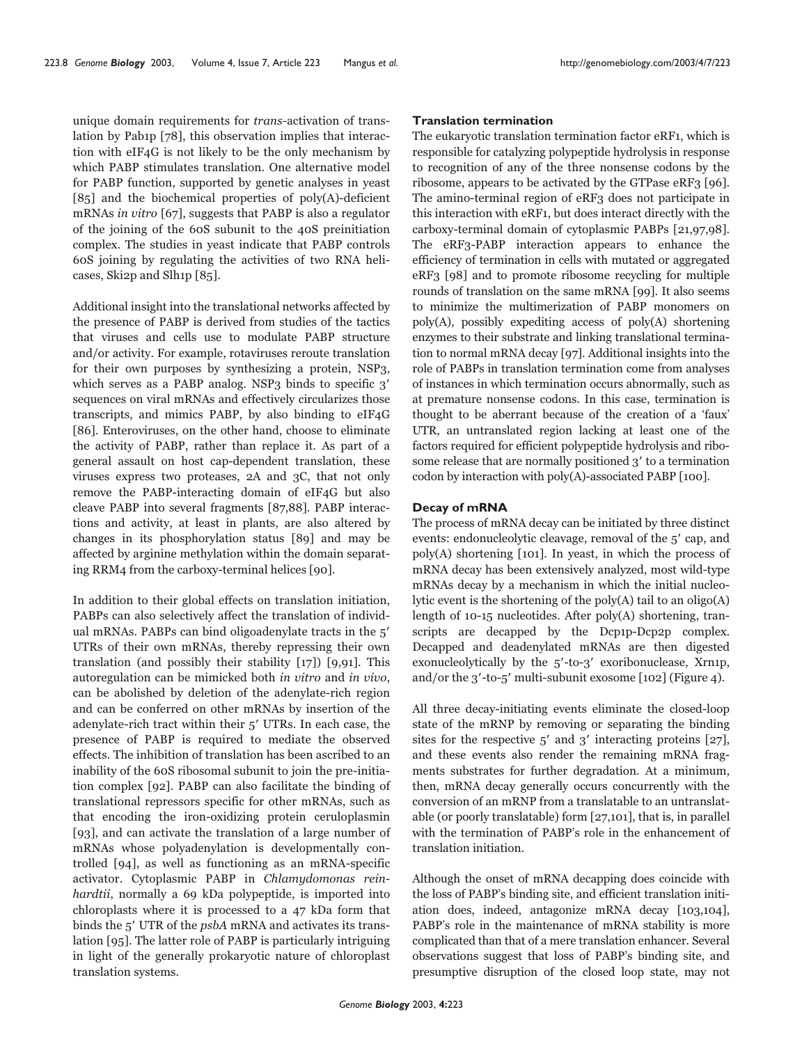unique domain requirements for *trans*-activation of translation by Pab1p [78], this observation implies that interaction with eIF4G is not likely to be the only mechanism by which PABP stimulates translation. One alternative model for PABP function, supported by genetic analyses in yeast [85] and the biochemical properties of poly(A)-deficient mRNAs *in vitro* [67], suggests that PABP is also a regulator of the joining of the 60S subunit to the 40S preinitiation complex. The studies in yeast indicate that PABP controls 60S joining by regulating the activities of two RNA helicases, Ski2p and Slh1p [85].

Additional insight into the translational networks affected by the presence of PABP is derived from studies of the tactics that viruses and cells use to modulate PABP structure and/or activity. For example, rotaviruses reroute translation for their own purposes by synthesizing a protein, NSP3, which serves as a PABP analog. NSP3 binds to specific 3′ sequences on viral mRNAs and effectively circularizes those transcripts, and mimics PABP, by also binding to eIF4G [86]. Enteroviruses, on the other hand, choose to eliminate the activity of PABP, rather than replace it. As part of a general assault on host cap-dependent translation, these viruses express two proteases, 2A and 3C, that not only remove the PABP-interacting domain of eIF4G but also cleave PABP into several fragments [87,88]. PABP interactions and activity, at least in plants, are also altered by changes in its phosphorylation status [89] and may be affected by arginine methylation within the domain separating RRM4 from the carboxy-terminal helices [90].

In addition to their global effects on translation initiation, PABPs can also selectively affect the translation of individual mRNAs. PABPs can bind oligoadenylate tracts in the 5′ UTRs of their own mRNAs, thereby repressing their own translation (and possibly their stability [17]) [9,91]. This autoregulation can be mimicked both *in vitro* and *in vivo*, can be abolished by deletion of the adenylate-rich region and can be conferred on other mRNAs by insertion of the adenylate-rich tract within their 5′ UTRs. In each case, the presence of PABP is required to mediate the observed effects. The inhibition of translation has been ascribed to an inability of the 60S ribosomal subunit to join the pre-initiation complex [92]. PABP can also facilitate the binding of translational repressors specific for other mRNAs, such as that encoding the iron-oxidizing protein ceruloplasmin [93], and can activate the translation of a large number of mRNAs whose polyadenylation is developmentally controlled [94], as well as functioning as an mRNA-specific activator. Cytoplasmic PABP in *Chlamydomonas reinhardtii*, normally a 69 kDa polypeptide, is imported into chloroplasts where it is processed to a 47 kDa form that binds the 5′ UTR of the *psbA* mRNA and activates its translation [95]. The latter role of PABP is particularly intriguing in light of the generally prokaryotic nature of chloroplast translation systems.

### Translation termination

The eukaryotic translation termination factor eRF1, which is responsible for catalyzing polypeptide hydrolysis in response to recognition of any of the three nonsense codons by the ribosome, appears to be activated by the GTPase eRF3 [96]. The amino-terminal region of eRF3 does not participate in this interaction with eRF1, but does interact directly with the carboxy-terminal domain of cytoplasmic PABPs [21,97,98]. The eRF3-PABP interaction appears to enhance the efficiency of termination in cells with mutated or aggregated eRF3 [98] and to promote ribosome recycling for multiple rounds of translation on the same mRNA [99]. It also seems to minimize the multimerization of PABP monomers on poly(A), possibly expediting access of poly(A) shortening enzymes to their substrate and linking translational termination to normal mRNA decay [97]. Additional insights into the role of PABPs in translation termination come from analyses of instances in which termination occurs abnormally, such as at premature nonsense codons. In this case, termination is thought to be aberrant because of the creation of a 'faux' UTR, an untranslated region lacking at least one of the factors required for efficient polypeptide hydrolysis and ribosome release that are normally positioned 3′ to a termination codon by interaction with poly(A)-associated PABP [100].

### Decay of mRNA

The process of mRNA decay can be initiated by three distinct events: endonucleolytic cleavage, removal of the 5′ cap, and poly(A) shortening [101]. In yeast, in which the process of mRNA decay has been extensively analyzed, most wild-type mRNAs decay by a mechanism in which the initial nucleolytic event is the shortening of the poly(A) tail to an oligo(A) length of 10-15 nucleotides. After poly(A) shortening, transcripts are decapped by the Dcp1p-Dcp2p complex. Decapped and deadenylated mRNAs are then digested exonucleolytically by the 5′-to-3′ exoribonuclease, Xrn1p, and/or the 3′-to-5′ multi-subunit exosome [102] (Figure 4).

All three decay-initiating events eliminate the closed-loop state of the mRNP by removing or separating the binding sites for the respective 5′ and 3′ interacting proteins [27], and these events also render the remaining mRNA fragments substrates for further degradation. At a minimum, then, mRNA decay generally occurs concurrently with the conversion of an mRNP from a translatable to an untranslatable (or poorly translatable) form [27,101], that is, in parallel with the termination of PABP's role in the enhancement of translation initiation.

Although the onset of mRNA decapping does coincide with the loss of PABP's binding site, and efficient translation initiation does, indeed, antagonize mRNA decay [103,104], PABP's role in the maintenance of mRNA stability is more complicated than that of a mere translation enhancer. Several observations suggest that loss of PABP's binding site, and presumptive disruption of the closed loop state, may not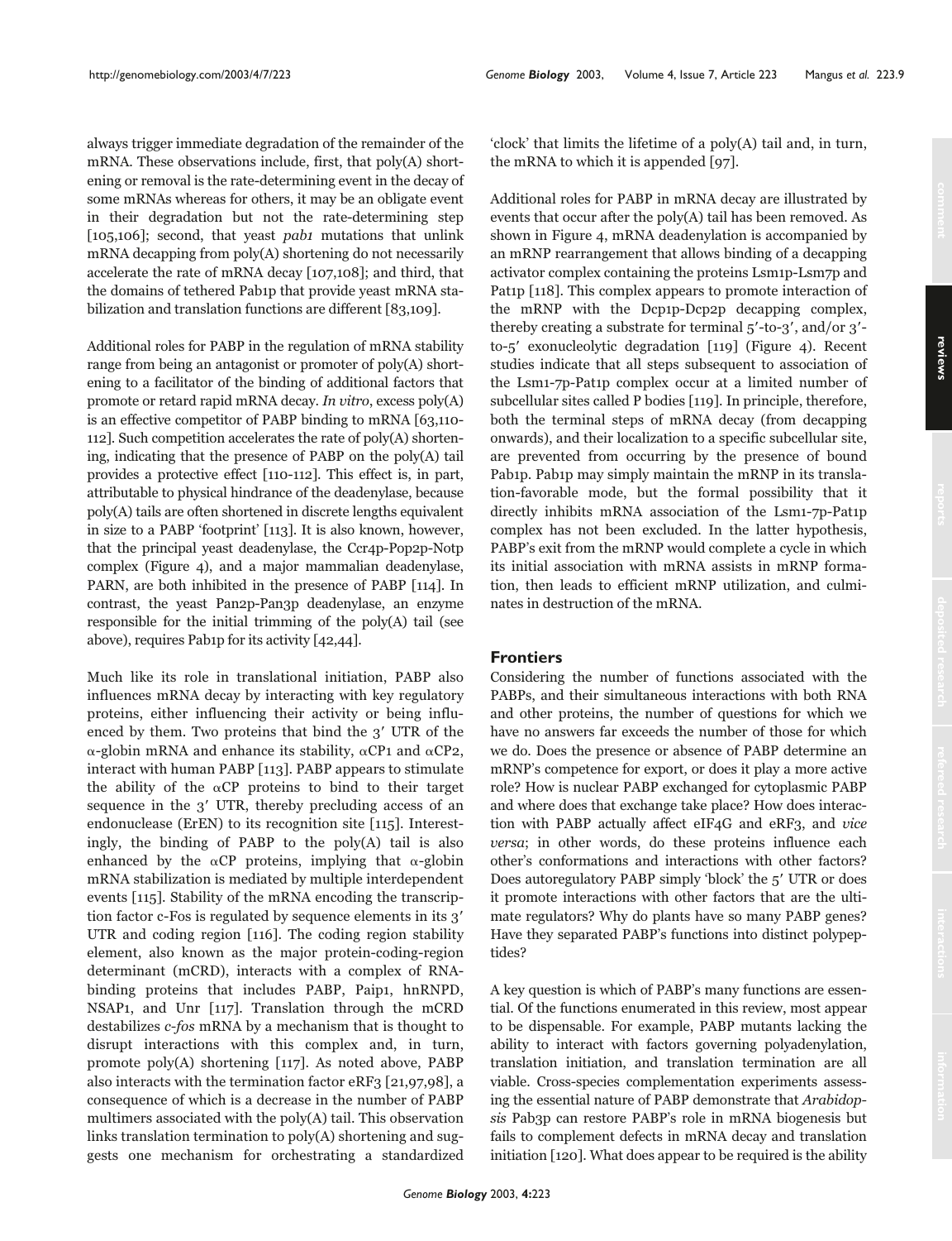always trigger immediate degradation of the remainder of the mRNA. These observations include, first, that poly(A) shortening or removal is the rate-determining event in the decay of some mRNAs whereas for others, it may be an obligate event in their degradation but not the rate-determining step [105,106]; second, that yeast *pab1* mutations that unlink mRNA decapping from poly(A) shortening do not necessarily accelerate the rate of mRNA decay [107,108]; and third, that the domains of tethered Pab1p that provide yeast mRNA stabilization and translation functions are different [83,109].

Additional roles for PABP in the regulation of mRNA stability range from being an antagonist or promoter of poly(A) shortening to a facilitator of the binding of additional factors that promote or retard rapid mRNA decay. *In vitro*, excess poly(A) is an effective competitor of PABP binding to mRNA [63,110-112]. Such competition accelerates the rate of poly(A) shortening, indicating that the presence of PABP on the poly(A) tail provides a protective effect [110-112]. This effect is, in part, attributable to physical hindrance of the deadenylase, because poly(A) tails are often shortened in discrete lengths equivalent in size to a PABP 'footprint' [113]. It is also known, however, that the principal yeast deadenylase, the Ccr4p-Pop2p-Notp complex (Figure 4), and a major mammalian deadenylase, PARN, are both inhibited in the presence of PABP [114]. In contrast, the yeast Pan2p-Pan3p deadenylase, an enzyme responsible for the initial trimming of the poly(A) tail (see above), requires Pab1p for its activity [42,44].

Much like its role in translational initiation, PABP also influences mRNA decay by interacting with key regulatory proteins, either influencing their activity or being influenced by them. Two proteins that bind the 3′ UTR of the α-globin mRNA and enhance its stability, αCP1 and αCP2, interact with human PABP [115]. PABP appears to stimulate the ability of the αCP proteins to bind to their target sequence in the 3′ UTR, thereby precluding access of an endonuclease (ErEN) to its recognition site [115]. Interestingly, the binding of PABP to the poly(A) tail is also enhanced by the αCP proteins, implying that α-globin mRNA stabilization is mediated by multiple interdependent events [115]. Stability of the mRNA encoding the transcription factor c-Fos is regulated by sequence elements in its 3′ UTR and coding region [116]. The coding region stability element, also known as the major protein-coding-region determinant (mCRD), interacts with a complex of RNA-binding proteins that includes PABP, Paip1, hnRNPD, NSAP1, and Unr [117]. Translation through the mCRD destabilizes *c-fos* mRNA by a mechanism that is thought to disrupt interactions with this complex and, in turn, promote poly(A) shortening [117]. As noted above, PABP also interacts with the termination factor eRF3 [21,97,98], a consequence of which is a decrease in the number of PABP multimers associated with the poly(A) tail. This observation links translation termination to poly(A) shortening and suggests one mechanism for orchestrating a standardized 'clock' that limits the lifetime of a poly(A) tail and, in turn, the mRNA to which it is appended [97].

Additional roles for PABP in mRNA decay are illustrated by events that occur after the poly(A) tail has been removed. As shown in Figure 4, mRNA deadenylation is accompanied by an mRNP rearrangement that allows binding of a decapping activator complex containing the proteins Lsm1p-Lsm7p and Pat1p [118]. This complex appears to promote interaction of the mRNP with the Dcp1p-Dcp2p decapping complex, thereby creating a substrate for terminal 5′-to-3′, and/or 3′-to-5′ exonucleolytic degradation [119] (Figure 4). Recent studies indicate that all steps subsequent to association of the Lsm1-7p-Pat1p complex occur at a limited number of subcellular sites called P bodies [119]. In principle, therefore, both the terminal steps of mRNA decay (from decapping onwards), and their localization to a specific subcellular site, are prevented from occurring by the presence of bound Pab1p. Pab1p may simply maintain the mRNP in its translation-favorable mode, but the formal possibility that it directly inhibits mRNA association of the Lsm1-7p-Pat1p complex has not been excluded. In the latter hypothesis, PABP's exit from the mRNP would complete a cycle in which its initial association with mRNA assists in mRNP formation, then leads to efficient mRNP utilization, and culminates in destruction of the mRNA.

## Frontiers

Considering the number of functions associated with the PABPs, and their simultaneous interactions with both RNA and other proteins, the number of questions for which we have no answers far exceeds the number of those for which we do. Does the presence or absence of PABP determine an mRNP's competence for export, or does it play a more active role? How is nuclear PABP exchanged for cytoplasmic PABP and where does that exchange take place? How does interaction with PABP actually affect eIF4G and eRF3, and *vice versa*; in other words, do these proteins influence each other's conformations and interactions with other factors? Does autoregulatory PABP simply 'block' the 5′ UTR or does it promote interactions with other factors that are the ultimate regulators? Why do plants have so many PABP genes? Have they separated PABP's functions into distinct polypeptides?

A key question is which of PABP's many functions are essential. Of the functions enumerated in this review, most appear to be dispensable. For example, PABP mutants lacking the ability to interact with factors governing polyadenylation, translation initiation, and translation termination are all viable. Cross-species complementation experiments assessing the essential nature of PABP demonstrate that *Arabidopsis* Pab3p can restore PABP's role in mRNA biogenesis but fails to complement defects in mRNA decay and translation initiation [120]. What does appear to be required is the ability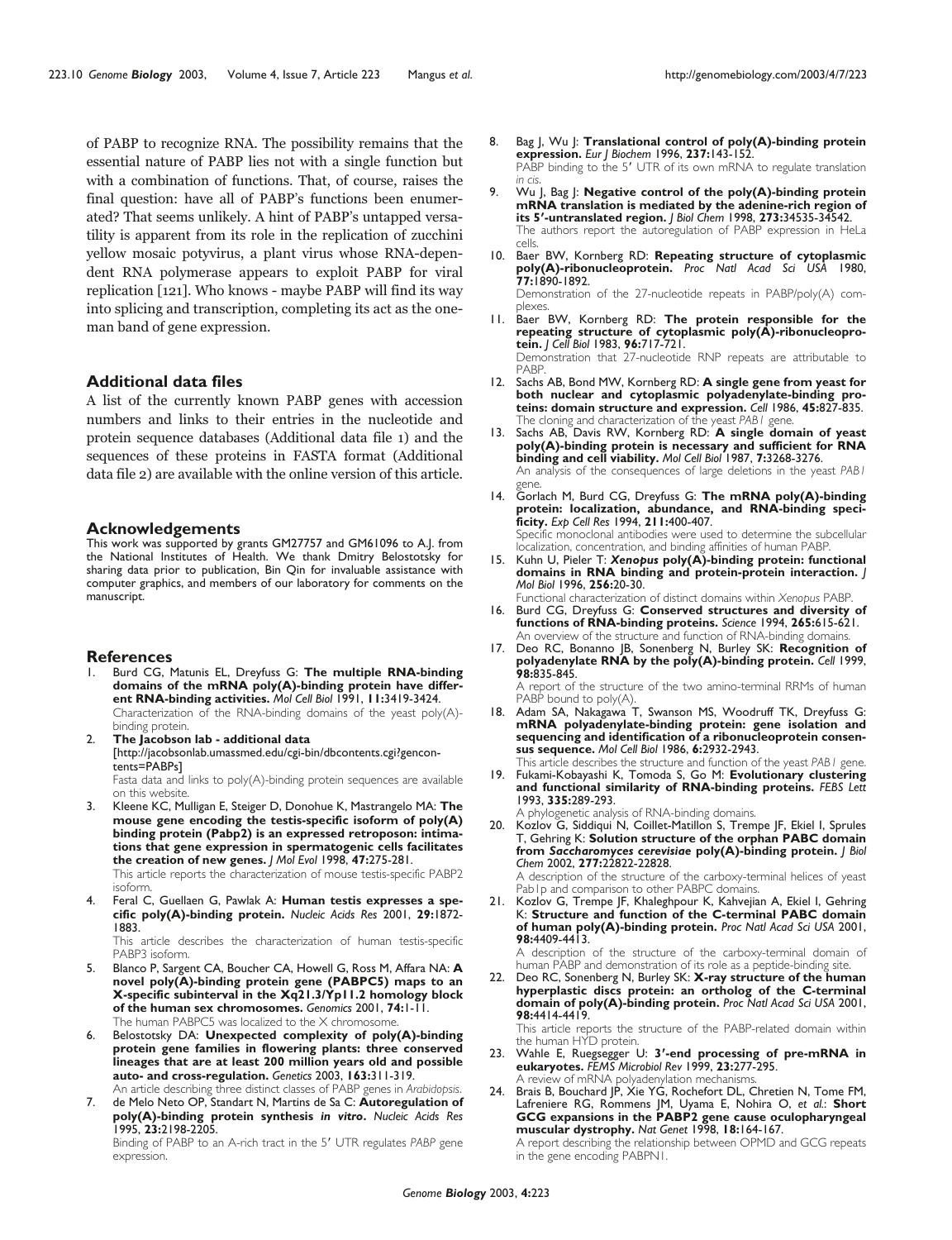of PABP to recognize RNA. The possibility remains that the essential nature of PABP lies not with a single function but with a combination of functions. That, of course, raises the final question: have all of PABP's functions been enumerated? That seems unlikely. A hint of PABP's untapped versatility is apparent from its role in the replication of zucchini yellow mosaic potyvirus, a plant virus whose RNA-dependent RNA polymerase appears to exploit PABP for viral replication [121]. Who knows - maybe PABP will find its way into splicing and transcription, completing its act as the one-man band of gene expression.

## Additional data files

A list of the currently known PABP genes with accession numbers and links to their entries in the nucleotide and protein sequence databases (Additional data file 1) and the sequences of these proteins in FASTA format (Additional data file 2) are available with the online version of this article.

## Acknowledgements

This work was supported by grants GM27757 and GM61096 to A.J. from the National Institutes of Health. We thank Dmitry Belostotsky for sharing data prior to publication, Bin Qin for invaluable assistance with computer graphics, and members of our laboratory for comments on the manuscript.

## References

1. Burd CG, Matunis EL, Dreyfuss G: **The multiple RNA-binding domains of the mRNA poly(A)-binding protein have different RNA-binding activities.** *Mol Cell Biol* 1991, **11:**3419-3424.
   Characterization of the RNA-binding domains of the yeast poly(A)-binding protein.
2. **The Jacobson lab - additional data** [http://jacobsonlab.umassmed.edu/cgi-bin/dbcontents.cgi?gencontents=PABPs]
   Fasta data and links to poly(A)-binding protein sequences are available on this website.
3. Kleene KC, Mulligan E, Steiger D, Donohue K, Mastrangelo MA: **The mouse gene encoding the testis-specific isoform of poly(A) binding protein (Pabp2) is an expressed retroposon: intimations that gene expression in spermatogenic cells facilitates the creation of new genes.** *J Mol Evol* 1998, **47:**275-281.
   This article reports the characterization of mouse testis-specific PABP2 isoform.
4. Feral C, Guellaen G, Pawlak A: **Human testis expresses a specific poly(A)-binding protein.** *Nucleic Acids Res* 2001, **29:**1872-1883.
   This article describes the characterization of human testis-specific PABP3 isoform.
5. Blanco P, Sargent CA, Boucher CA, Howell G, Ross M, Affara NA: **A novel poly(A)-binding protein gene (PABPC5) maps to an X-specific subinterval in the Xq21.3/Yp11.2 homology block of the human sex chromosomes.** *Genomics* 2001, **74:**1-11.
   The human PABPC5 was localized to the X chromosome.
6. Belostotsky DA: **Unexpected complexity of poly(A)-binding protein gene families in flowering plants: three conserved lineages that are at least 200 million years old and possible auto- and cross-regulation.** *Genetics* 2003, **163:**311-319.
   An article describing three distinct classes of PABP genes in *Arabidopsis*.
7. de Melo Neto OP, Standart N, Martins de Sa C: **Autoregulation of poly(A)-binding protein synthesis *in vitro*.** *Nucleic Acids Res* 1995, **23:**2198-2205.
   Binding of PABP to an A-rich tract in the 5′ UTR regulates *PABP* gene expression.
8. Bag J, Wu J: **Translational control of poly(A)-binding protein expression.** *Eur J Biochem* 1996, **237:**143-152.
   PABP binding to the 5′ UTR of its own mRNA to regulate translation *in cis*.
9. Wu J, Bag J: **Negative control of the poly(A)-binding protein mRNA translation is mediated by the adenine-rich region of its 5′-untranslated region.** *J Biol Chem* 1998, **273:**34535-34542.
   The authors report the autoregulation of PABP expression in HeLa cells.
10. Baer BW, Kornberg RD: **Repeating structure of cytoplasmic poly(A)-ribonucleoprotein.** *Proc Natl Acad Sci USA* 1980, **77:**1890-1892.
    Demonstration of the 27-nucleotide repeats in PABP/poly(A) complexes.
11. Baer BW, Kornberg RD: **The protein responsible for the repeating structure of cytoplasmic poly(A)-ribonucleoprotein.** *J Cell Biol* 1983, **96:**717-721.
    Demonstration that 27-nucleotide RNP repeats are attributable to PABP.
12. Sachs AB, Bond MW, Kornberg RD: **A single gene from yeast for both nuclear and cytoplasmic polyadenylate-binding proteins: domain structure and expression.** *Cell* 1986, **45:**827-835.
    The cloning and characterization of the yeast *PAB1* gene.
13. Sachs AB, Davis RW, Kornberg RD: **A single domain of yeast poly(A)-binding protein is necessary and sufficient for RNA binding and cell viability.** *Mol Cell Biol* 1987, **7:**3268-3276.
    An analysis of the consequences of large deletions in the yeast *PAB1* gene.
14. Gorlach M, Burd CG, Dreyfuss G: **The mRNA poly(A)-binding protein: localization, abundance, and RNA-binding specificity.** *Exp Cell Res* 1994, **211:**400-407.
    Specific monoclonal antibodies were used to determine the subcellular localization, concentration, and binding affinities of human PABP.
15. Kuhn U, Pieler T: ***Xenopus* poly(A)-binding protein: functional domains in RNA binding and protein-protein interaction.** *J Mol Biol* 1996, **256:**20-30.
    Functional characterization of distinct domains within *Xenopus* PABP.
16. Burd CG, Dreyfuss G: **Conserved structures and diversity of functions of RNA-binding proteins.** *Science* 1994, **265:**615-621.
    An overview of the structure and function of RNA-binding domains.
17. Deo RC, Bonanno JB, Sonenberg N, Burley SK: **Recognition of polyadenylate RNA by the poly(A)-binding protein.** *Cell* 1999, **98:**835-845.
    A report of the structure of the two amino-terminal RRMs of human PABP bound to poly(A).
18. Adam SA, Nakagawa T, Swanson MS, Woodruff TK, Dreyfuss G: **mRNA polyadenylate-binding protein: gene isolation and sequencing and identification of a ribonucleoprotein consensus sequence.** *Mol Cell Biol* 1986, **6:**2932-2943.
    This article describes the structure and function of the yeast *PAB1* gene.
19. Fukami-Kobayashi K, Tomoda S, Go M: **Evolutionary clustering and functional similarity of RNA-binding proteins.** *FEBS Lett* 1993, **335:**289-293.
    A phylogenetic analysis of RNA-binding domains.
20. Kozlov G, Siddiqui N, Coillet-Matillon S, Trempe JF, Ekiel I, Sprules T, Gehring K: **Solution structure of the orphan PABC domain from *Saccharomyces cerevisiae* poly(A)-binding protein.** *J Biol Chem* 2002, **277:**22822-22828.
    A description of the structure of the carboxy-terminal helices of yeast Pab1p and comparison to other PABPC domains.
21. Kozlov G, Trempe JF, Khaleghpour K, Kahvejian A, Ekiel I, Gehring K: **Structure and function of the C-terminal PABC domain of human poly(A)-binding protein.** *Proc Natl Acad Sci USA* 2001, **98:**4409-4413.
    A description of the structure of the carboxy-terminal domain of human PABP and demonstration of its role as a peptide-binding site.
22. Deo RC, Sonenberg N, Burley SK: **X-ray structure of the human hyperplastic discs protein: an ortholog of the C-terminal domain of poly(A)-binding protein.** *Proc Natl Acad Sci USA* 2001, **98:**4414-4419.
    This article reports the structure of the PABP-related domain within the human HYD protein.
23. Wahle E, Ruegsegger U: **3′-end processing of pre-mRNA in eukaryotes.** *FEMS Microbiol Rev* 1999, **23:**277-295.
    A review of mRNA polyadenylation mechanisms.
24. Brais B, Bouchard JP, Xie YG, Rochefort DL, Chretien N, Tome FM, Lafreniere RG, Rommens JM, Uyama E, Nohira O, *et al.*: **Short GCG expansions in the PABP2 gene cause oculopharyngeal muscular dystrophy.** *Nat Genet* 1998, **18:**164-167.
    A report describing the relationship between OPMD and GCG repeats in the gene encoding PABPN1.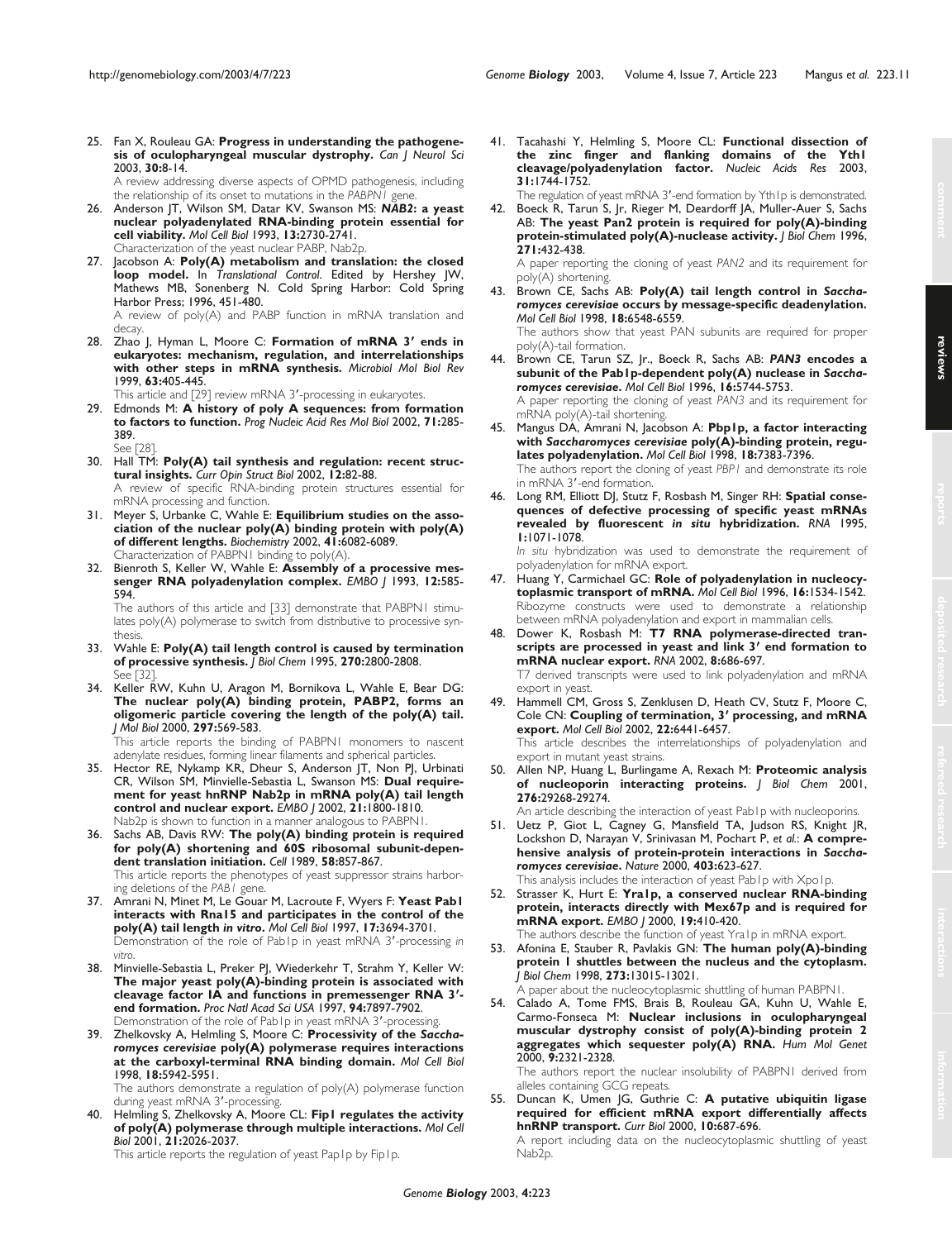25. Fan X, Rouleau GA: **Progress in understanding the pathogenesis of oculopharyngeal muscular dystrophy.** *Can J Neurol Sci* 2003, **30:**8-14.
A review addressing diverse aspects of OPMD pathogenesis, including the relationship of its onset to mutations in the *PABPN1* gene.
26. Anderson JT, Wilson SM, Datar KV, Swanson MS: ***NAB2*: a yeast nuclear polyadenylated RNA-binding protein essential for cell viability.** *Mol Cell Biol* 1993, **13:**2730-2741.
Characterization of the yeast nuclear PABP, Nab2p.
27. Jacobson A: **Poly(A) metabolism and translation: the closed loop model.** In *Translational Control*. Edited by Hershey JW, Mathews MB, Sonenberg N. Cold Spring Harbor: Cold Spring Harbor Press; 1996, 451-480.
A review of poly(A) and PABP function in mRNA translation and decay.
28. Zhao J, Hyman L, Moore C: **Formation of mRNA 3′ ends in eukaryotes: mechanism, regulation, and interrelationships with other steps in mRNA synthesis.** *Microbiol Mol Biol Rev* 1999, **63:**405-445.
This article and [29] review mRNA 3′-processing in eukaryotes.
29. Edmonds M: **A history of poly A sequences: from formation to factors to function.** *Prog Nucleic Acid Res Mol Biol* 2002, **71:**285-389.
See [28].
30. Hall TM: **Poly(A) tail synthesis and regulation: recent structural insights.** *Curr Opin Struct Biol* 2002, **12:**82-88.
A review of specific RNA-binding protein structures essential for mRNA processing and function.
31. Meyer S, Urbanke C, Wahle E: **Equilibrium studies on the association of the nuclear poly(A) binding protein with poly(A) of different lengths.** *Biochemistry* 2002, **41:**6082-6089.
Characterization of PABPN1 binding to poly(A).
32. Bienroth S, Keller W, Wahle E: **Assembly of a processive messenger RNA polyadenylation complex.** *EMBO J* 1993, **12:**585-594.
The authors of this article and [33] demonstrate that PABPN1 stimulates poly(A) polymerase to switch from distributive to processive synthesis.
33. Wahle E: **Poly(A) tail length control is caused by termination of processive synthesis.** *J Biol Chem* 1995, **270:**2800-2808.
See [32].
34. Keller RW, Kuhn U, Aragon M, Bornikova L, Wahle E, Bear DG: **The nuclear poly(A) binding protein, PABP2, forms an oligomeric particle covering the length of the poly(A) tail.** *J Mol Biol* 2000, **297:**569-583.
This article reports the binding of PABPN1 monomers to nascent adenylate residues, forming linear filaments and spherical particles.
35. Hector RE, Nykamp KR, Dheur S, Anderson JT, Non PJ, Urbinati CR, Wilson SM, Minvielle-Sebastia L, Swanson MS: **Dual requirement for yeast hnRNP Nab2p in mRNA poly(A) tail length control and nuclear export.** *EMBO J* 2002, **21:**1800-1810.
Nab2p is shown to function in a manner analogous to PABPN1.
36. Sachs AB, Davis RW: **The poly(A) binding protein is required for poly(A) shortening and 60S ribosomal subunit-dependent translation initiation.** *Cell* 1989, **58:**857-867.
This article reports the phenotypes of yeast suppressor strains harboring deletions of the *PAB1* gene.
37. Amrani N, Minet M, Le Gouar M, Lacroute F, Wyers F: **Yeast Pab1 interacts with Rna15 and participates in the control of the poly(A) tail length *in vitro*.** *Mol Cell Biol* 1997, **17:**3694-3701.
Demonstration of the role of Pab1p in yeast mRNA 3′-processing *in vitro*.
38. Minvielle-Sebastia L, Preker PJ, Wiederkehr T, Strahm Y, Keller W: **The major yeast poly(A)-binding protein is associated with cleavage factor IA and functions in premessenger RNA 3′-end formation.** *Proc Natl Acad Sci USA* 1997, **94:**7897-7902.
Demonstration of the role of Pab1p in yeast mRNA 3′-processing.
39. Zhelkovsky A, Helmling S, Moore C: **Processivity of the *Saccharomyces cerevisiae* poly(A) polymerase requires interactions at the carboxyl-terminal RNA binding domain.** *Mol Cell Biol* 1998, **18:**5942-5951.
The authors demonstrate a regulation of poly(A) polymerase function during yeast mRNA 3′-processing.
40. Helmling S, Zhelkovsky A, Moore CL: **Fip1 regulates the activity of poly(A) polymerase through multiple interactions.** *Mol Cell Biol* 2001, **21:**2026-2037.
This article reports the regulation of yeast Pap1p by Fip1p.
41. Tacahashi Y, Helmling S, Moore CL: **Functional dissection of the zinc finger and flanking domains of the Yth1 cleavage/polyadenylation factor.** *Nucleic Acids Res* 2003, **31:**1744-1752.
The regulation of yeast mRNA 3′-end formation by Yth1p is demonstrated.
42. Boeck R, Tarun S, Jr, Rieger M, Deardorff JA, Muller-Auer S, Sachs AB: **The yeast Pan2 protein is required for poly(A)-binding protein-stimulated poly(A)-nuclease activity.** *J Biol Chem* 1996, **271:**432-438.
A paper reporting the cloning of yeast *PAN2* and its requirement for poly(A) shortening.
43. Brown CE, Sachs AB: **Poly(A) tail length control in *Saccharomyces cerevisiae* occurs by message-specific deadenylation.** *Mol Cell Biol* 1998, **18:**6548-6559.
The authors show that yeast PAN subunits are required for proper poly(A)-tail formation.
44. Brown CE, Tarun SZ, Jr., Boeck R, Sachs AB: ***PAN3* encodes a subunit of the Pab1p-dependent poly(A) nuclease in *Saccharomyces cerevisiae*.** *Mol Cell Biol* 1996, **16:**5744-5753.
A paper reporting the cloning of yeast *PAN3* and its requirement for mRNA poly(A)-tail shortening.
45. Mangus DA, Amrani N, Jacobson A: **Pbp1p, a factor interacting with *Saccharomyces cerevisiae* poly(A)-binding protein, regulates polyadenylation.** *Mol Cell Biol* 1998, **18:**7383-7396.
The authors report the cloning of yeast *PBP1* and demonstrate its role in mRNA 3′-end formation.
46. Long RM, Elliott DJ, Stutz F, Rosbash M, Singer RH: **Spatial consequences of defective processing of specific yeast mRNAs revealed by fluorescent *in situ* hybridization.** *RNA* 1995, **1:**1071-1078.
*In situ* hybridization was used to demonstrate the requirement of polyadenylation for mRNA export.
47. Huang Y, Carmichael GC: **Role of polyadenylation in nucleocytoplasmic transport of mRNA.** *Mol Cell Biol* 1996, **16:**1534-1542.
Ribozyme constructs were used to demonstrate a relationship between mRNA polyadenylation and export in mammalian cells.
48. Dower K, Rosbash M: **T7 RNA polymerase-directed transcripts are processed in yeast and link 3′ end formation to mRNA nuclear export.** *RNA* 2002, **8:**686-697.
T7 derived transcripts were used to link polyadenylation and mRNA export in yeast.
49. Hammell CM, Gross S, Zenklusen D, Heath CV, Stutz F, Moore C, Cole CN: **Coupling of termination, 3′ processing, and mRNA export.** *Mol Cell Biol* 2002, **22:**6441-6457.
This article describes the interrelationships of polyadenylation and export in mutant yeast strains.
50. Allen NP, Huang L, Burlingame A, Rexach M: **Proteomic analysis of nucleoporin interacting proteins.** *J Biol Chem* 2001, **276:**29268-29274.
An article describing the interaction of yeast Pab1p with nucleoporins.
51. Uetz P, Giot L, Cagney G, Mansfield TA, Judson RS, Knight JR, Lockshon D, Narayan V, Srinivasan M, Pochart P, *et al.*: **A comprehensive analysis of protein-protein interactions in *Saccharomyces cerevisiae*.** *Nature* 2000, **403:**623-627.
This analysis includes the interaction of yeast Pab1p with Xpo1p.
52. Strasser K, Hurt E: **Yra1p, a conserved nuclear RNA-binding protein, interacts directly with Mex67p and is required for mRNA export.** *EMBO J* 2000, **19:**410-420.
The authors describe the function of yeast Yra1p in mRNA export.
53. Afonina E, Stauber R, Pavlakis GN: **The human poly(A)-binding protein 1 shuttles between the nucleus and the cytoplasm.** *J Biol Chem* 1998, **273:**13015-13021.
A paper about the nucleocytoplasmic shuttling of human PABPN1.
54. Calado A, Tome FMS, Brais B, Rouleau GA, Kuhn U, Wahle E, Carmo-Fonseca M: **Nuclear inclusions in oculopharyngeal muscular dystrophy consist of poly(A)-binding protein 2 aggregates which sequester poly(A) RNA.** *Hum Mol Genet* 2000, **9:**2321-2328.
The authors report the nuclear insolubility of PABPN1 derived from alleles containing GCG repeats.
55. Duncan K, Umen JG, Guthrie C: **A putative ubiquitin ligase required for efficient mRNA export differentially affects hnRNP transport.** *Curr Biol* 2000, **10:**687-696.
A report including data on the nucleocytoplasmic shuttling of yeast Nab2p.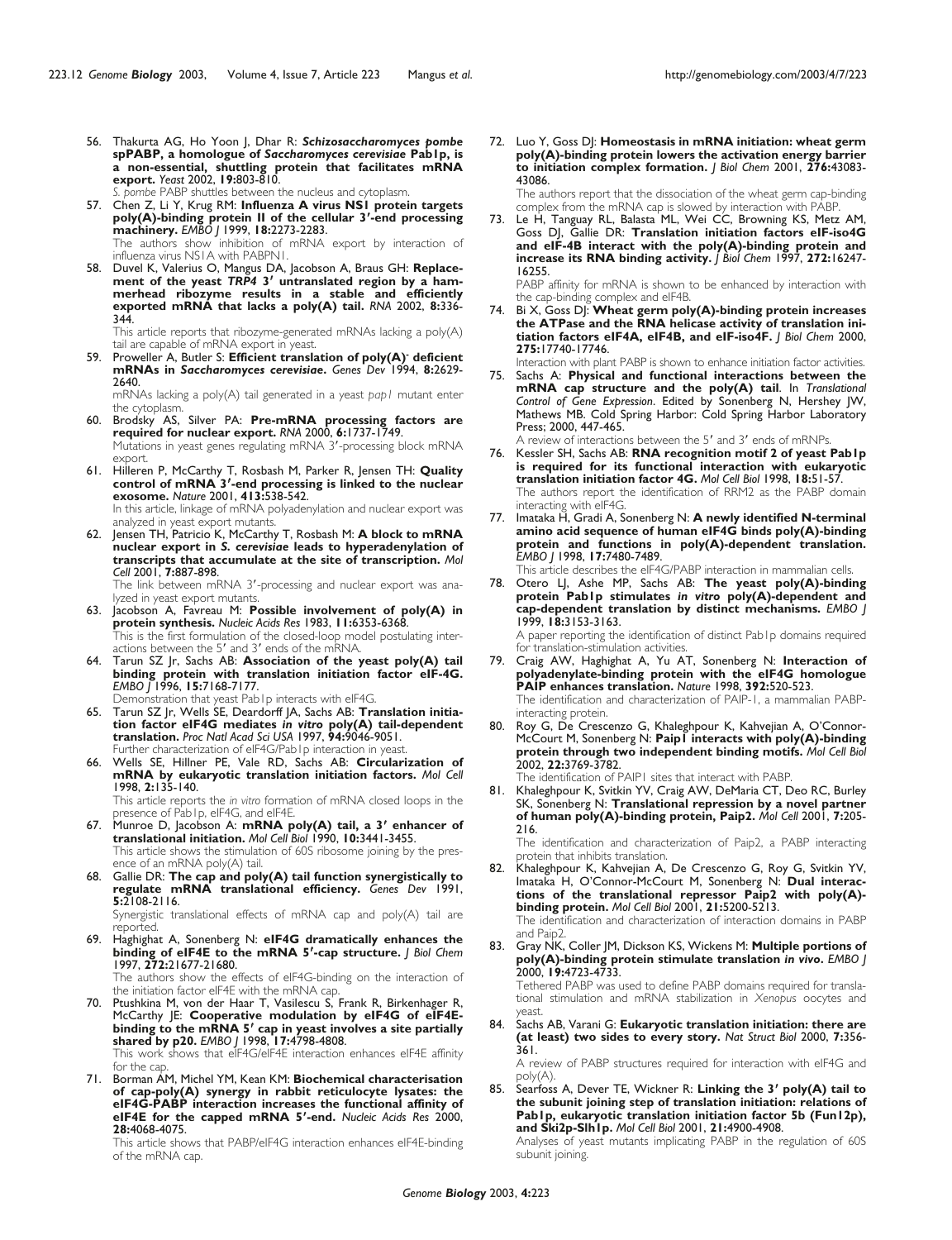56. Thakurta AG, Ho Yoon J, Dhar R: ***Schizosaccharomyces pombe* spPABP, a homologue of *Saccharomyces cerevisiae* Pab1p, is a non-essential, shuttling protein that facilitates mRNA export.** *Yeast* 2002, **19:**803-810.
*S. pombe* PABP shuttles between the nucleus and cytoplasm.

57. Chen Z, Li Y, Krug RM: **Influenza A virus NS1 protein targets poly(A)-binding protein II of the cellular 3′-end processing machinery.** *EMBO J* 1999, **18:**2273-2283.
The authors show inhibition of mRNA export by interaction of influenza virus NS1A with PABPN1.

58. Duvel K, Valerius O, Mangus DA, Jacobson A, Braus GH: **Replacement of the yeast *TRP4* 3′ untranslated region by a hammerhead ribozyme results in a stable and efficiently exported mRNA that lacks a poly(A) tail.** *RNA* 2002, **8:**336-344.
This article reports that ribozyme-generated mRNAs lacking a poly(A) tail are capable of mRNA export in yeast.

59. Proweller A, Butler S: **Efficient translation of poly(A)- deficient mRNAs in *Saccharomyces cerevisiae*.** *Genes Dev* 1994, **8:**2629-2640.
mRNAs lacking a poly(A) tail generated in a yeast *pap1* mutant enter the cytoplasm.

60. Brodsky AS, Silver PA: **Pre-mRNA processing factors are required for nuclear export.** *RNA* 2000, **6:**1737-1749.
Mutations in yeast genes regulating mRNA 3′-processing block mRNA export.

61. Hilleren P, McCarthy T, Rosbash M, Parker R, Jensen TH: **Quality control of mRNA 3′-end processing is linked to the nuclear exosome.** *Nature* 2001, **413:**538-542.
In this article, linkage of mRNA polyadenylation and nuclear export was analyzed in yeast export mutants.

62. Jensen TH, Patricio K, McCarthy T, Rosbash M: **A block to mRNA nuclear export in *S. cerevisiae* leads to hyperadenylation of transcripts that accumulate at the site of transcription.** *Mol Cell* 2001, **7:**887-898.
The link between mRNA 3′-processing and nuclear export was analyzed in yeast export mutants.

63. Jacobson A, Favreau M: **Possible involvement of poly(A) in protein synthesis.** *Nucleic Acids Res* 1983, **11:**6353-6368.
This is the first formulation of the closed-loop model postulating interactions between the 5′ and 3′ ends of the mRNA.

64. Tarun SZ Jr, Sachs AB: **Association of the yeast poly(A) tail binding protein with translation initiation factor eIF-4G.** *EMBO J* 1996, **15:**7168-7177.
Demonstration that yeast Pab1p interacts with eIF4G.

65. Tarun SZ Jr, Wells SE, Deardorff JA, Sachs AB: **Translation initiation factor eIF4G mediates *in vitro* poly(A) tail-dependent translation.** *Proc Natl Acad Sci USA* 1997, **94:**9046-9051.
Further characterization of eIF4G/Pab1p interaction in yeast.

66. Wells SE, Hillner PE, Vale RD, Sachs AB: **Circularization of mRNA by eukaryotic translation initiation factors.** *Mol Cell* 1998, **2:**135-140.
This article reports the *in vitro* formation of mRNA closed loops in the presence of Pab1p, eIF4G, and eIF4E.

67. Munroe D, Jacobson A: **mRNA poly(A) tail, a 3′ enhancer of translational initiation.** *Mol Cell Biol* 1990, **10:**3441-3455.
This article shows the stimulation of 60S ribosome joining by the presence of an mRNA poly(A) tail.

68. Gallie DR: **The cap and poly(A) tail function synergistically to regulate mRNA translational efficiency.** *Genes Dev* 1991, **5:**2108-2116.
Synergistic translational effects of mRNA cap and poly(A) tail are reported.

69. Haghighat A, Sonenberg N: **eIF4G dramatically enhances the binding of eIF4E to the mRNA 5′-cap structure.** *J Biol Chem* 1997, **272:**21677-21680.
The authors show the effects of eIF4G-binding on the interaction of the initiation factor eIF4E with the mRNA cap.

70. Ptushkina M, von der Haar T, Vasilescu S, Frank R, Birkenhager R, McCarthy JE: **Cooperative modulation by eIF4G of eIF4E-binding to the mRNA 5′ cap in yeast involves a site partially shared by p20.** *EMBO J* 1998, **17:**4798-4808.
This work shows that eIF4G/eIF4E interaction enhances eIF4E affinity for the cap.

71. Borman AM, Michel YM, Kean KM: **Biochemical characterisation of cap-poly(A) synergy in rabbit reticulocyte lysates: the eIF4G-PABP interaction increases the functional affinity of eIF4E for the capped mRNA 5′-end.** *Nucleic Acids Res* 2000, **28:**4068-4075.
This article shows that PABP/eIF4G interaction enhances eIF4E-binding of the mRNA cap.

72. Luo Y, Goss DJ: **Homeostasis in mRNA initiation: wheat germ poly(A)-binding protein lowers the activation energy barrier to initiation complex formation.** *J Biol Chem* 2001, **276:**43083-43086.
The authors report that the dissociation of the wheat germ cap-binding complex from the mRNA cap is slowed by interaction with PABP.

73. Le H, Tanguay RL, Balasta ML, Wei CC, Browning KS, Metz AM, Goss DJ, Gallie DR: **Translation initiation factors eIF-iso4G and eIF-4B interact with the poly(A)-binding protein and increase its RNA binding activity.** *J Biol Chem* 1997, **272:**16247-16255.
PABP affinity for mRNA is shown to be enhanced by interaction with the cap-binding complex and eIF4B.

74. Bi X, Goss DJ: **Wheat germ poly(A)-binding protein increases the ATPase and the RNA helicase activity of translation initiation factors eIF4A, eIF4B, and eIF-iso4F.** *J Biol Chem* 2000, **275:**17740-17746.
Interaction with plant PABP is shown to enhance initiation factor activities.

75. Sachs A: **Physical and functional interactions between the mRNA cap structure and the poly(A) tail**. In *Translational Control of Gene Expression*. Edited by Sonenberg N, Hershey JW, Mathews MB. Cold Spring Harbor: Cold Spring Harbor Laboratory Press; 2000, 447-465.
A review of interactions between the 5′ and 3′ ends of mRNPs.

76. Kessler SH, Sachs AB: **RNA recognition motif 2 of yeast Pab1p is required for its functional interaction with eukaryotic translation initiation factor 4G.** *Mol Cell Biol* 1998, **18:**51-57.
The authors report the identification of RRM2 as the PABP domain interacting with eIF4G.

77. Imataka H, Gradi A, Sonenberg N: **A newly identified N-terminal amino acid sequence of human eIF4G binds poly(A)-binding protein and functions in poly(A)-dependent translation.** *EMBO J* 1998, **17:**7480-7489.
This article describes the eIF4G/PABP interaction in mammalian cells.

78. Otero LJ, Ashe MP, Sachs AB: **The yeast poly(A)-binding protein Pab1p stimulates *in vitro* poly(A)-dependent and cap-dependent translation by distinct mechanisms.** *EMBO J* 1999, **18:**3153-3163.
A paper reporting the identification of distinct Pab1p domains required for translation-stimulation activities.

79. Craig AW, Haghighat A, Yu AT, Sonenberg N: **Interaction of polyadenylate-binding protein with the eIF4G homologue PAIP enhances translation.** *Nature* 1998, **392:**520-523.
The identification and characterization of PAIP-1, a mammalian PABP-interacting protein.

80. Roy G, De Crescenzo G, Khaleghpour K, Kahvejian A, O'Connor-McCourt M, Sonenberg N: **Paip1 interacts with poly(A)-binding protein through two independent binding motifs.** *Mol Cell Biol* 2002, **22:**3769-3782.
The identification of PAIP1 sites that interact with PABP.

81. Khaleghpour K, Svitkin YV, Craig AW, DeMaria CT, Deo RC, Burley SK, Sonenberg N: **Translational repression by a novel partner of human poly(A)-binding protein, Paip2.** *Mol Cell* 2001, **7:**205-216.
The identification and characterization of Paip2, a PABP interacting protein that inhibits translation.

82. Khaleghpour K, Kahvejian A, De Crescenzo G, Roy G, Svitkin YV, Imataka H, O'Connor-McCourt M, Sonenberg N: **Dual interactions of the translational repressor Paip2 with poly(A)-binding protein.** *Mol Cell Biol* 2001, **21:**5200-5213.
The identification and characterization of interaction domains in PABP and Paip2.

83. Gray NK, Coller JM, Dickson KS, Wickens M: **Multiple portions of poly(A)-binding protein stimulate translation *in vivo*.** *EMBO J* 2000, **19:**4723-4733.
Tethered PABP was used to define PABP domains required for translational stimulation and mRNA stabilization in *Xenopus* oocytes and yeast.

84. Sachs AB, Varani G: **Eukaryotic translation initiation: there are (at least) two sides to every story.** *Nat Struct Biol* 2000, **7:**356-361.
A review of PABP structures required for interaction with eIF4G and poly(A).

85. Searfoss A, Dever TE, Wickner R: **Linking the 3′ poly(A) tail to the subunit joining step of translation initiation: relations of Pab1p, eukaryotic translation initiation factor 5b (Fun12p), and Ski2p-Slh1p.** *Mol Cell Biol* 2001, **21:**4900-4908.
Analyses of yeast mutants implicating PABP in the regulation of 60S subunit joining.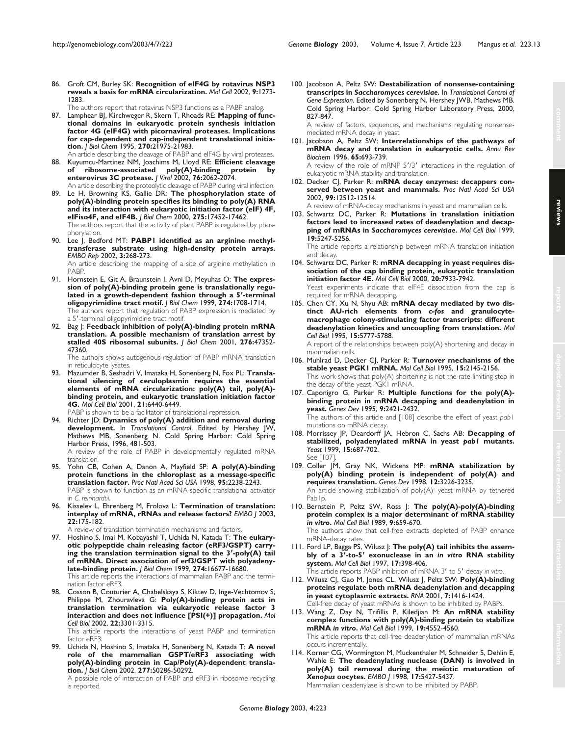86. Groft CM, Burley SK: **Recognition of eIF4G by rotavirus NSP3 reveals a basis for mRNA circularization.** *Mol Cell* 2002, **9:**1273-1283.
The authors report that rotavirus NSP3 functions as a PABP analog.

87. Lamphear BJ, Kirchweger R, Skern T, Rhoads RE: **Mapping of functional domains in eukaryotic protein synthesis initiation factor 4G (eIF4G) with picornaviral proteases. Implications for cap-dependent and cap-independent translational initiation.** *J Biol Chem* 1995, **270:**21975-21983.
An article describing the cleavage of PABP and eIF4G by viral proteases.

88. Kuyumcu-Martinez NM, Joachims M, Lloyd RE: **Efficient cleavage of ribosome-associated poly(A)-binding protein by enterovirus 3C protease.** *J Virol* 2002, **76:**2062-2074.
An article describing the proteolytic cleavage of PABP during viral infection.

89. Le H, Browning KS, Gallie DR: **The phosphorylation state of poly(A)-binding protein specifies its binding to poly(A) RNA and its interaction with eukaryotic initiation factor (eIF) 4F, eIFiso4F, and eIF4B.** *J Biol Chem* 2000, **275:**17452-17462.
The authors report that the activity of plant PABP is regulated by phosphorylation.

90. Lee J, Bedford MT: **PABP1 identified as an arginine methyltransferase substrate using high-density protein arrays.** *EMBO Rep* 2002, **3:**268-273.
An article describing the mapping of a site of arginine methylation in PABP.

91. Hornstein E, Git A, Braunstein I, Avni D, Meyuhas O: **The expression of poly(A)-binding protein gene is translationally regulated in a growth-dependent fashion through a 5′-terminal oligopyrimidine tract motif.** *J Biol Chem* 1999, **274:**1708-1714.
The authors report that regulation of PABP expression is mediated by a 5′-terminal oligopyrimidine tract motif.

92. Bag J: **Feedback inhibition of poly(A)-binding protein mRNA translation. A possible mechanism of translation arrest by stalled 40S ribosomal subunits.** *J Biol Chem* 2001, **276:**47352-47360.
The authors shows autogenous regulation of PABP mRNA translation in reticulocyte lysates.

93. Mazumder B, Seshadri V, Imataka H, Sonenberg N, Fox PL: **Translational silencing of ceruloplasmin requires the essential elements of mRNA circularization: poly(A) tail, poly(A)-binding protein, and eukaryotic translation initiation factor 4G.** *Mol Cell Biol* 2001, **21:**6440-6449.
PABP is shown to be a facilitator of translational repression.

94. Richter JD: **Dynamics of poly(A) addition and removal during development.** In *Translational Control*. Edited by Hershey JW, Mathews MB, Sonenberg N. Cold Spring Harbor: Cold Spring Harbor Press, 1996, 481-503.
A review of the role of PABP in developmentally regulated mRNA translation.

95. Yohn CB, Cohen A, Danon A, Mayfield SP: **A poly(A)-binding protein functions in the chloroplast as a message-specific translation factor.** *Proc Natl Acad Sci USA* 1998, **95:**2238-2243.
PABP is shown to function as an mRNA-specific translational activator in *C. reinhardtii*.

96. Kisselev L, Ehrenberg M, Frolova L: **Termination of translation: interplay of mRNA, rRNAs and release factors?** *EMBO J* 2003, **22:**175-182.
A review of translation termination mechanisms and factors.

97. Hoshino S, Imai M, Kobayashi T, Uchida N, Katada T: **The eukaryotic polypeptide chain releasing factor (eRF3/GSPT) carrying the translation termination signal to the 3′-poly(A) tail of mRNA. Direct association of erf3/GSPT with polyadenylate-binding protein.** *J Biol Chem* 1999, **274:**16677-16680.
This article reports the interactions of mammalian PABP and the termination factor eRF3.

98. Cosson B, Couturier A, Chabelskaya S, Kiktev D, Inge-Vechtomov S, Philippe M, Zhouravleva G: **Poly(A)-binding protein acts in translation termination via eukaryotic release factor 3 interaction and does not influence [PSI(+)] propagation.** *Mol Cell Biol* 2002, **22:**3301-3315.
This article reports the interactions of yeast PABP and termination factor eRF3.

99. Uchida N, Hoshino S, Imataka H, Sonenberg N, Katada T: **A novel role of the mammalian GSPT/eRF3 associating with poly(A)-binding protein in Cap/Poly(A)-dependent translation.** *J Biol Chem* 2002, **277:**50286-50292.
A possible role of interaction of PABP and eRF3 in ribosome recycling is reported.

100. Jacobson A, Peltz SW: **Destabilization of nonsense-containing transcripts in *Saccharomyces cerevisiae*.** In *Translational Control of Gene Expression*. Edited by Sonenberg N, Hershey JWB, Mathews MB. Cold Spring Harbor: Cold Spring Harbor Laboratory Press, 2000, 827-847.
A review of factors, sequences, and mechanisms regulating nonsense-mediated mRNA decay in yeast.

101. Jacobson A, Peltz SW: **Interrelationships of the pathways of mRNA decay and translation in eukaryotic cells.** *Annu Rev Biochem* 1996, **65:**693-739.
A review of the role of mRNP 5′/3′ interactions in the regulation of eukaryotic mRNA stability and translation.

102. Decker CJ, Parker R: **mRNA decay enzymes: decappers conserved between yeast and mammals.** *Proc Natl Acad Sci USA* 2002, **99:**12512-12514.
A review of mRNA-decay mechanisms in yeast and mammalian cells.

103. Schwartz DC, Parker R: **Mutations in translation initiation factors lead to increased rates of deadenylation and decapping of mRNAs in *Saccharomyces cerevisiae*.** *Mol Cell Biol* 1999, **19:**5247-5256.
The article reports a relationship between mRNA translation initiation and decay.

104. Schwartz DC, Parker R: **mRNA decapping in yeast requires dissociation of the cap binding protein, eukaryotic translation initiation factor 4E.** *Mol Cell Biol* 2000, **20:**7933-7942.
Yeast experiments indicate that eIF4E dissociation from the cap is required for mRNA decapping.

105. Chen CY, Xu N, Shyu AB: **mRNA decay mediated by two distinct AU-rich elements from *c-fos* and granulocyte-macrophage colony-stimulating factor transcripts: different deadenylation kinetics and uncoupling from translation.** *Mol Cell Biol* 1995, **15:**5777-5788.
A report of the relationships between poly(A) shortening and decay in mammalian cells.

106. Muhlrad D, Decker CJ, Parker R: **Turnover mechanisms of the stable yeast PGK1 mRNA.** *Mol Cell Biol* 1995, **15:**2145-2156.
This work shows that poly(A) shortening is not the rate-limiting step in the decay of the yeast PGK1 mRNA.

107. Caponigro G, Parker R: **Multiple functions for the poly(A)-binding protein in mRNA decapping and deadenylation in yeast.** *Genes Dev* 1995, **9:**2421-2432.
The authors of this article and [108] describe the effect of yeast *pab1* mutations on mRNA decay.

108. Morrissey JP, Deardorff JA, Hebron C, Sachs AB: **Decapping of stabilized, polyadenylated mRNA in yeast *pab1* mutants.** *Yeast* 1999, **15:**687-702.
See [107].

109. Coller JM, Gray NK, Wickens MP: **mRNA stabilization by poly(A) binding protein is independent of poly(A) and requires translation.** *Genes Dev* 1998, **12:**3226-3235.
An article showing stabilization of poly(A)$^-$ yeast mRNA by tethered Pab1p.

110. Bernstein P, Peltz SW, Ross J: **The poly(A)-poly(A)-binding protein complex is a major determinant of mRNA stability *in vitro*.** *Mol Cell Biol* 1989, **9:**659-670.
The authors show that cell-free extracts depleted of PABP enhance mRNA-decay rates.

111. Ford LP, Bagga PS, Wilusz J: **The poly(A) tail inhibits the assembly of a 3′-to-5′ exonuclease in an *in vitro* RNA stability system.** *Mol Cell Biol* 1997, **17:**398-406.
This article reports PABP inhibition of mRNA 3′ to 5′ decay *in vitro*.

112. Wilusz CJ, Gao M, Jones CL, Wilusz J, Peltz SW: **Poly(A)-binding proteins regulate both mRNA deadenylation and decapping in yeast cytoplasmic extracts.** *RNA* 2001, **7:**1416-1424.
Cell-free decay of yeast mRNAs is shown to be inhibited by PABPs.

113. Wang Z, Day N, Trifillis P, Kiledjian M: **An mRNA stability complex functions with poly(A)-binding protein to stabilize mRNA *in vitro*.** *Mol Cell Biol* 1999, **19:**4552-4560.
This article reports that cell-free deadenylation of mammalian mRNAs occurs incrementally.

114. Korner CG, Wormington M, Muckenthaler M, Schneider S, Dehlin E, Wahle E: **The deadenylating nuclease (DAN) is involved in poly(A) tail removal during the meiotic maturation of *Xenopus* oocytes.** *EMBO J* 1998, **17:**5427-5437.
Mammalian deadenylase is shown to be inhibited by PABP.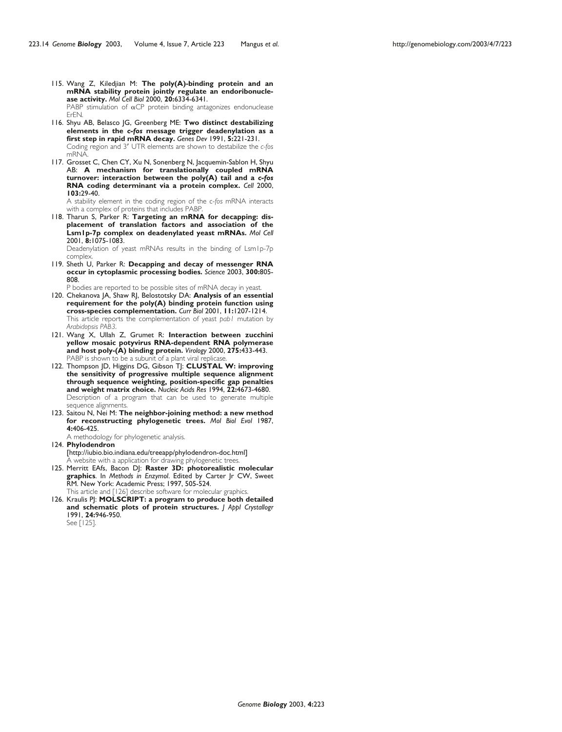115. Wang Z, Kiledjian M: **The poly(A)-binding protein and an mRNA stability protein jointly regulate an endoribonuclease activity.** *Mol Cell Biol* 2000, **20:**6334-6341.
PABP stimulation of αCP protein binding antagonizes endonuclease ErEN.

116. Shyu AB, Belasco JG, Greenberg ME: **Two distinct destabilizing elements in the *c-fos* message trigger deadenylation as a first step in rapid mRNA decay.** *Genes Dev* 1991, **5:**221-231.
Coding region and 3′ UTR elements are shown to destabilize the *c-fos* mRNA.

117. Grosset C, Chen CY, Xu N, Sonenberg N, Jacquemin-Sablon H, Shyu AB: **A mechanism for translationally coupled mRNA turnover: interaction between the poly(A) tail and a *c-fos* RNA coding determinant via a protein complex.** *Cell* 2000, **103:**29-40.
A stability element in the coding region of the *c-fos* mRNA interacts with a complex of proteins that includes PABP.

118. Tharun S, Parker R: **Targeting an mRNA for decapping: displacement of translation factors and association of the Lsm1p-7p complex on deadenylated yeast mRNAs.** *Mol Cell* 2001, **8:**1075-1083.
Deadenylation of yeast mRNAs results in the binding of Lsm1p-7p complex.

119. Sheth U, Parker R: **Decapping and decay of messenger RNA occur in cytoplasmic processing bodies.** *Science* 2003, **300:**805-808.
P bodies are reported to be possible sites of mRNA decay in yeast.

120. Chekanova JA, Shaw RJ, Belostotsky DA: **Analysis of an essential requirement for the poly(A) binding protein function using cross-species complementation.** *Curr Biol* 2001, **11:**1207-1214.
This article reports the complementation of yeast *pab1* mutation by *Arabidopsis PAB3*.

121. Wang X, Ullah Z, Grumet R: **Interaction between zucchini yellow mosaic potyvirus RNA-dependent RNA polymerase and host poly-(A) binding protein.** *Virology* 2000, **275:**433-443.
PABP is shown to be a subunit of a plant viral replicase.

122. Thompson JD, Higgins DG, Gibson TJ: **CLUSTAL W: improving the sensitivity of progressive multiple sequence alignment through sequence weighting, position-specific gap penalties and weight matrix choice.** *Nucleic Acids Res* 1994, **22:**4673-4680.
Description of a program that can be used to generate multiple sequence alignments.

123. Saitou N, Nei M: **The neighbor-joining method: a new method for reconstructing phylogenetic trees.** *Mol Biol Evol* 1987, **4:**406-425.
A methodology for phylogenetic analysis.

124. **Phylodendron**
[http://iubio.bio.indiana.edu/treeapp/phylodendron-doc.html]
A website with a application for drawing phylogenetic trees.

125. Merritt EAfs, Bacon DJ: **Raster 3D: photorealistic molecular graphics**. In *Methods in Enzymol*. Edited by Carter Jr CW, Sweet RM. New York: Academic Press; 1997, 505-524.
This article and [126] describe software for molecular graphics.

126. Kraulis PJ: **MOLSCRIPT: a program to produce both detailed and schematic plots of protein structures.** *J Appl Crystallogr* 1991, **24:**946-950.
See [125].